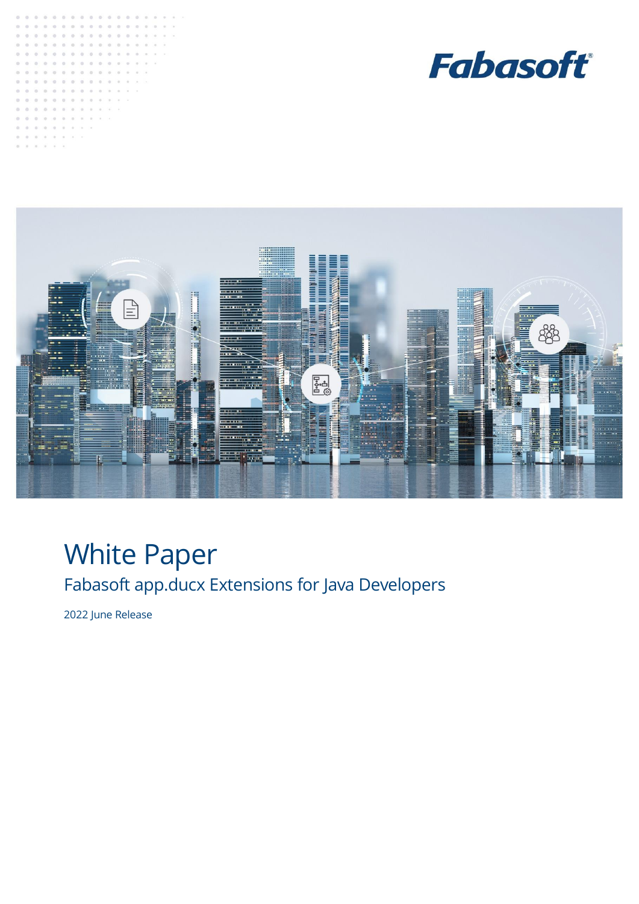Fabasoft

# White Paper

## Fabasoft app.ducx Extensions for Java Developers

2022 June Release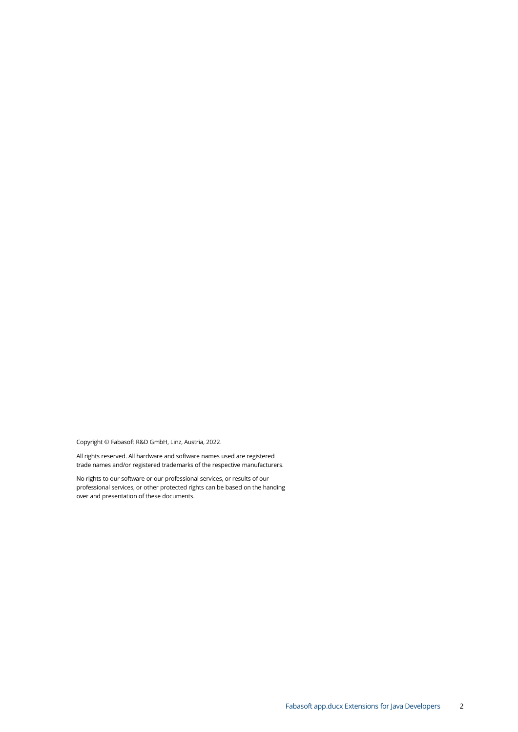Copyright © Fabasoft R&D GmbH, Linz, Austria, 2022.

All rights reserved. All hardware and software names used are registered trade names and/or registered trademarks of the respective manufacturers.

No rights to our software or our professional services, or results of our professional services, or other protected rights can be based on the handing over and presentation of these documents.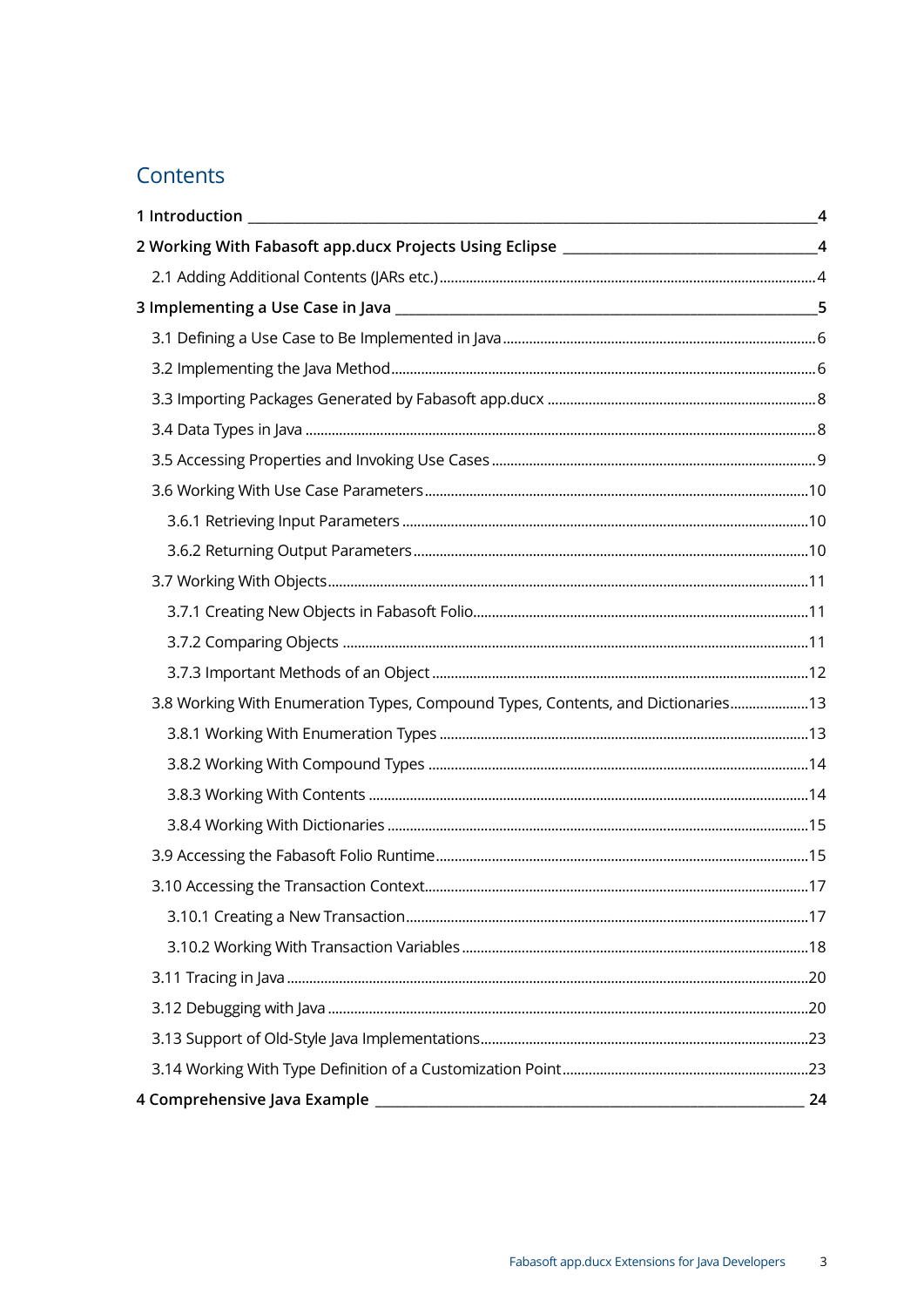# Contents

1 Introduction 4

2 Working With Fabasoft app.ducx Projects Using Eclipse 4

- 2.1 Adding Additional Contents (JARs etc.) 4

3 Implementing a Use Case in Java 5

- 3.1 Defining a Use Case to Be Implemented in Java 6
- 3.2 Implementing the Java Method 6
- 3.3 Importing Packages Generated by Fabasoft app.ducx 8
- 3.4 Data Types in Java 8
- 3.5 Accessing Properties and Invoking Use Cases 9
- 3.6 Working With Use Case Parameters 10
  - 3.6.1 Retrieving Input Parameters 10
  - 3.6.2 Returning Output Parameters 10
- 3.7 Working With Objects 11
  - 3.7.1 Creating New Objects in Fabasoft Folio 11
  - 3.7.2 Comparing Objects 11
  - 3.7.3 Important Methods of an Object 12
- 3.8 Working With Enumeration Types, Compound Types, Contents, and Dictionaries 13
  - 3.8.1 Working With Enumeration Types 13
  - 3.8.2 Working With Compound Types 14
  - 3.8.3 Working With Contents 14
  - 3.8.4 Working With Dictionaries 15
- 3.9 Accessing the Fabasoft Folio Runtime 15
- 3.10 Accessing the Transaction Context 17
  - 3.10.1 Creating a New Transaction 17
  - 3.10.2 Working With Transaction Variables 18
- 3.11 Tracing in Java 20
- 3.12 Debugging with Java 20
- 3.13 Support of Old-Style Java Implementations 23
- 3.14 Working With Type Definition of a Customization Point 23

4 Comprehensive Java Example 24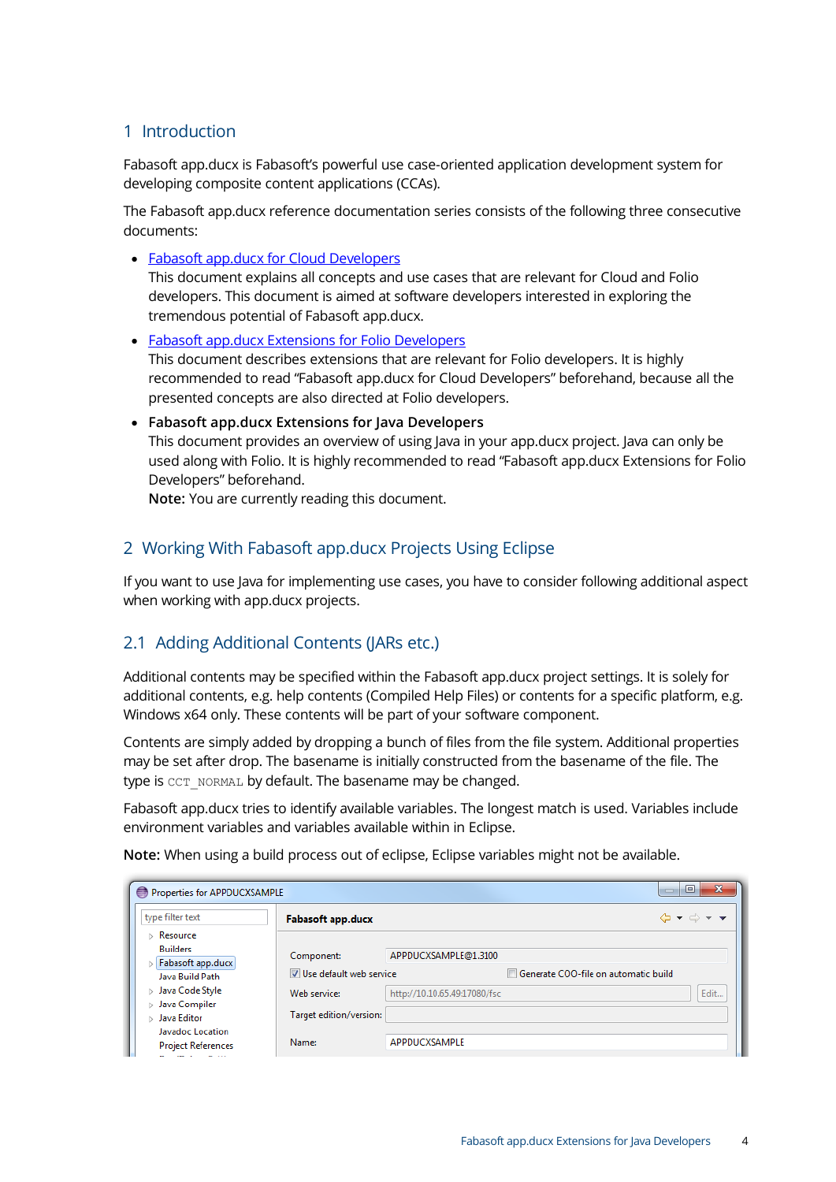# 1 Introduction

Fabasoft app.ducx is Fabasoft's powerful use case-oriented application development system for developing composite content applications (CCAs).

The Fabasoft app.ducx reference documentation series consists of the following three consecutive documents:

- Fabasoft app.ducx for Cloud Developers
  This document explains all concepts and use cases that are relevant for Cloud and Folio developers. This document is aimed at software developers interested in exploring the tremendous potential of Fabasoft app.ducx.
- Fabasoft app.ducx Extensions for Folio Developers
  This document describes extensions that are relevant for Folio developers. It is highly recommended to read "Fabasoft app.ducx for Cloud Developers" beforehand, because all the presented concepts are also directed at Folio developers.
- **Fabasoft app.ducx Extensions for Java Developers**
  This document provides an overview of using Java in your app.ducx project. Java can only be used along with Folio. It is highly recommended to read "Fabasoft app.ducx Extensions for Folio Developers" beforehand.
  **Note:** You are currently reading this document.

# 2 Working With Fabasoft app.ducx Projects Using Eclipse

If you want to use Java for implementing use cases, you have to consider following additional aspect when working with app.ducx projects.

## 2.1 Adding Additional Contents (JARs etc.)

Additional contents may be specified within the Fabasoft app.ducx project settings. It is solely for additional contents, e.g. help contents (Compiled Help Files) or contents for a specific platform, e.g. Windows x64 only. These contents will be part of your software component.

Contents are simply added by dropping a bunch of files from the file system. Additional properties may be set after drop. The basename is initially constructed from the basename of the file. The type is `CCT_NORMAL` by default. The basename may be changed.

Fabasoft app.ducx tries to identify available variables. The longest match is used. Variables include environment variables and variables available within in Eclipse.

**Note:** When using a build process out of eclipse, Eclipse variables might not be available.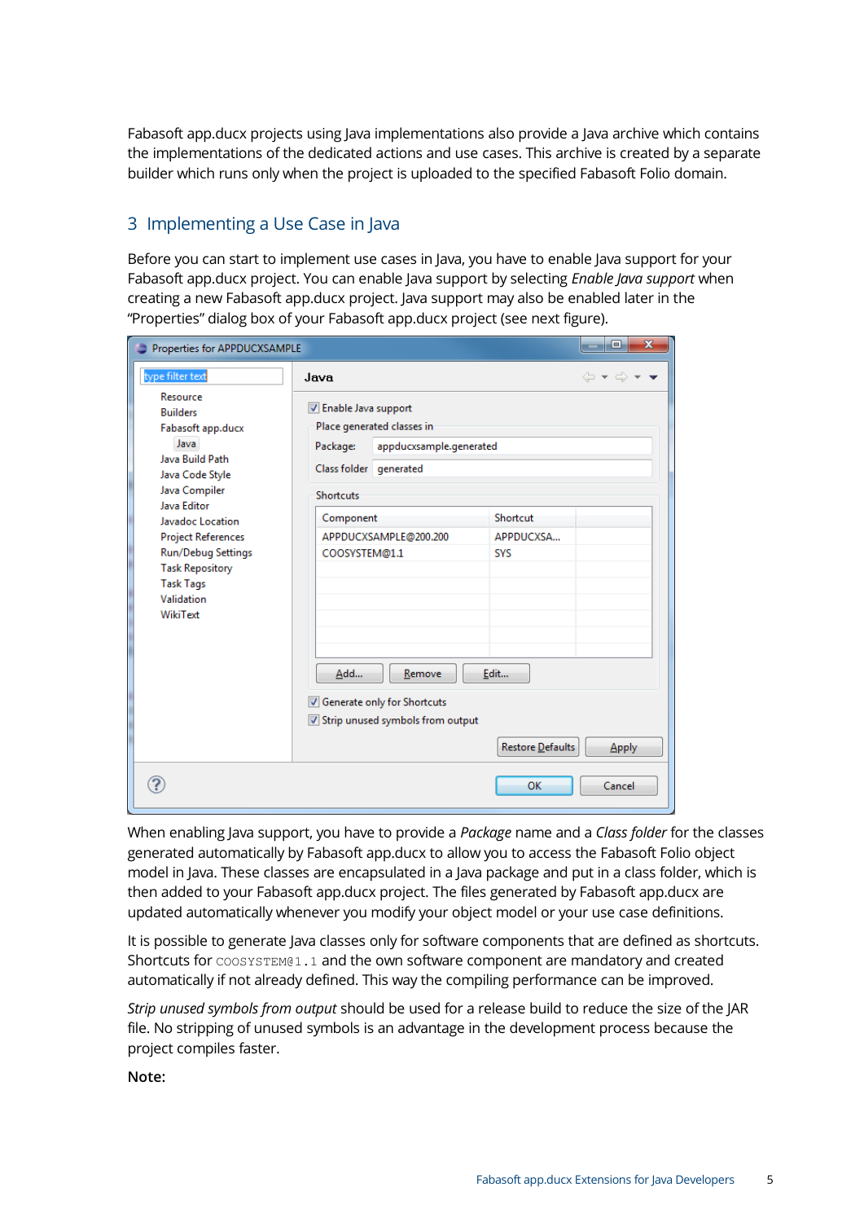Fabasoft app.ducx projects using Java implementations also provide a Java archive which contains the implementations of the dedicated actions and use cases. This archive is created by a separate builder which runs only when the project is uploaded to the specified Fabasoft Folio domain.

## 3 Implementing a Use Case in Java

Before you can start to implement use cases in Java, you have to enable Java support for your Fabasoft app.ducx project. You can enable Java support by selecting *Enable Java support* when creating a new Fabasoft app.ducx project. Java support may also be enabled later in the "Properties" dialog box of your Fabasoft app.ducx project (see next figure).

When enabling Java support, you have to provide a *Package* name and a *Class folder* for the classes generated automatically by Fabasoft app.ducx to allow you to access the Fabasoft Folio object model in Java. These classes are encapsulated in a Java package and put in a class folder, which is then added to your Fabasoft app.ducx project. The files generated by Fabasoft app.ducx are updated automatically whenever you modify your object model or your use case definitions.

It is possible to generate Java classes only for software components that are defined as shortcuts. Shortcuts for `COOSYSTEM@1.1` and the own software component are mandatory and created automatically if not already defined. This way the compiling performance can be improved.

*Strip unused symbols from output* should be used for a release build to reduce the size of the JAR file. No stripping of unused symbols is an advantage in the development process because the project compiles faster.

**Note:**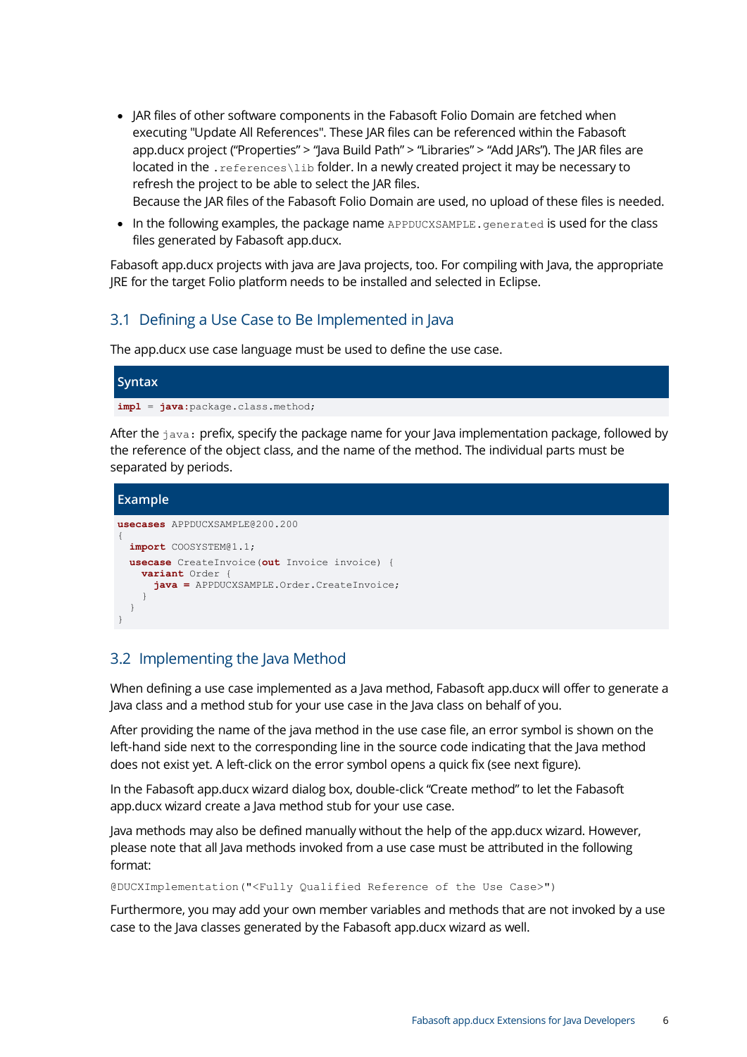- JAR files of other software components in the Fabasoft Folio Domain are fetched when executing "Update All References". These JAR files can be referenced within the Fabasoft app.ducx project ("Properties" > "Java Build Path" > "Libraries" > "Add JARs"). The JAR files are located in the `.references\lib` folder. In a newly created project it may be necessary to refresh the project to be able to select the JAR files.
  Because the JAR files of the Fabasoft Folio Domain are used, no upload of these files is needed.
- In the following examples, the package name `APPDUCXSAMPLE.generated` is used for the class files generated by Fabasoft app.ducx.

Fabasoft app.ducx projects with java are Java projects, too. For compiling with Java, the appropriate JRE for the target Folio platform needs to be installed and selected in Eclipse.

## 3.1 Defining a Use Case to Be Implemented in Java

The app.ducx use case language must be used to define the use case.

**Syntax**

```
impl = java:package.class.method;
```

After the `java:` prefix, specify the package name for your Java implementation package, followed by the reference of the object class, and the name of the method. The individual parts must be separated by periods.

**Example**

```
usecases APPDUCXSAMPLE@200.200
{
  import COOSYSTEM@1.1;
  usecase CreateInvoice(out Invoice invoice) {
    variant Order {
      java = APPDUCXSAMPLE.Order.CreateInvoice;
    }
  }
}
```

## 3.2 Implementing the Java Method

When defining a use case implemented as a Java method, Fabasoft app.ducx will offer to generate a Java class and a method stub for your use case in the Java class on behalf of you.

After providing the name of the java method in the use case file, an error symbol is shown on the left-hand side next to the corresponding line in the source code indicating that the Java method does not exist yet. A left-click on the error symbol opens a quick fix (see next figure).

In the Fabasoft app.ducx wizard dialog box, double-click "Create method" to let the Fabasoft app.ducx wizard create a Java method stub for your use case.

Java methods may also be defined manually without the help of the app.ducx wizard. However, please note that all Java methods invoked from a use case must be attributed in the following format:

```
@DUCXImplementation("<Fully Qualified Reference of the Use Case>")
```

Furthermore, you may add your own member variables and methods that are not invoked by a use case to the Java classes generated by the Fabasoft app.ducx wizard as well.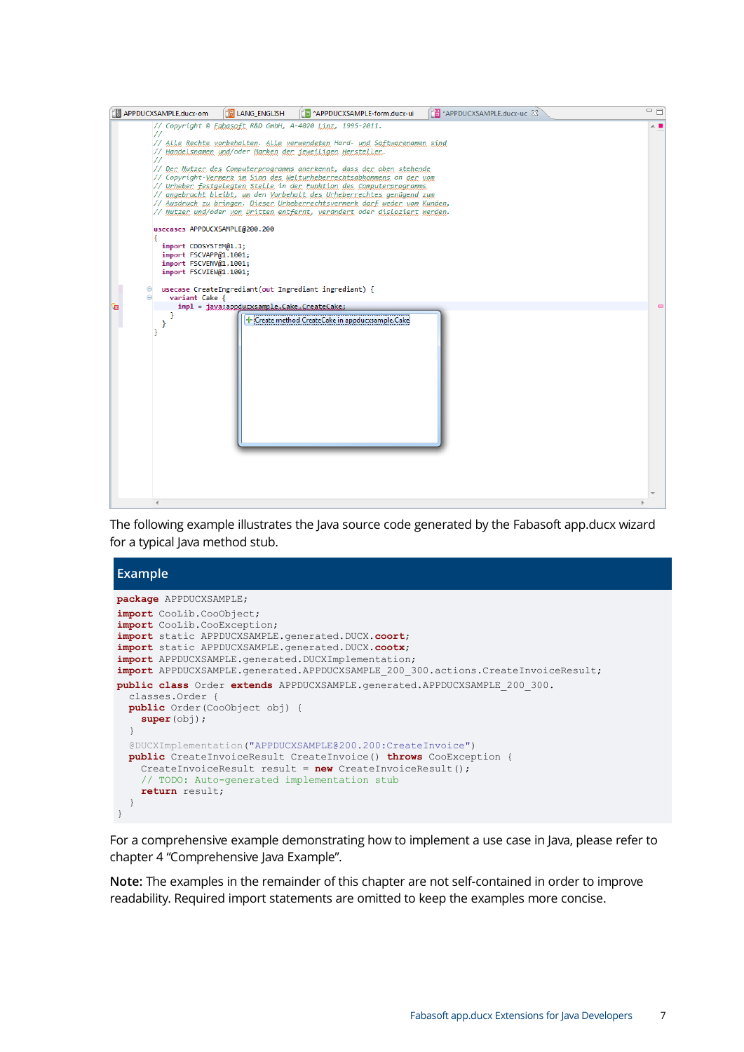```
// Copyright © Fabasoft R&D GmbH, A-4020 Linz, 1995-2011.
//
// Alle Rechte vorbehalten. Alle verwendeten Hard- und Softwarenamen sind
// Handelsnamen und/oder Marken der jeweiligen Hersteller.
//
// Der Nutzer des Computerprogramms anerkennt, dass der oben stehende
// Copyright-Vermerk im Sinn des Welturheberrechtsabkommens an der vom
// Urheber festgelegten Stelle in der Funktion des Computerprogramms
// angebracht bleibt, um den Vorbehalt des Urheberrechtes genügend zum
// Ausdruck zu bringen. Dieser Urheberrechtsvermerk darf weder vom Kunden,
// Nutzer und/oder von Dritten entfernt, verändert oder disloziert werden.

usecases APPDUCXSAMPLE@200.200
{
  import COOSYSTEM@1.1;
  import FSCVAPP@1.1001;
  import FSCVENV@1.1001;
  import FSCVIEW@1.1001;

  usecase CreateIngredient(out Ingredient ingredient) {
    variant Cake {
      impl = java:appducxsample.Cake.CreateCake;
    }
  }
}
```

Create method CreateCake in appducxsample.Cake

The following example illustrates the Java source code generated by the Fabasoft app.ducx wizard for a typical Java method stub.

## Example

```java
package APPDUCXSAMPLE;
import CooLib.CooObject;
import CooLib.CooException;
import static APPDUCXSAMPLE.generated.DUCX.coort;
import static APPDUCXSAMPLE.generated.DUCX.cootx;
import APPDUCXSAMPLE.generated.DUCXImplementation;
import APPDUCXSAMPLE.generated.APPDUCXSAMPLE_200_300.actions.CreateInvoiceResult;
public class Order extends APPDUCXSAMPLE.generated.APPDUCXSAMPLE_200_300.
  classes.Order {
  public Order(CooObject obj) {
    super(obj);
  }
  @DUCXImplementation("APPDUCXSAMPLE@200.200:CreateInvoice")
  public CreateInvoiceResult CreateInvoice() throws CooException {
    CreateInvoiceResult result = new CreateInvoiceResult();
    // TODO: Auto-generated implementation stub
    return result;
  }
}
```

For a comprehensive example demonstrating how to implement a use case in Java, please refer to chapter 4 “Comprehensive Java Example”.

**Note:** The examples in the remainder of this chapter are not self-contained in order to improve readability. Required import statements are omitted to keep the examples more concise.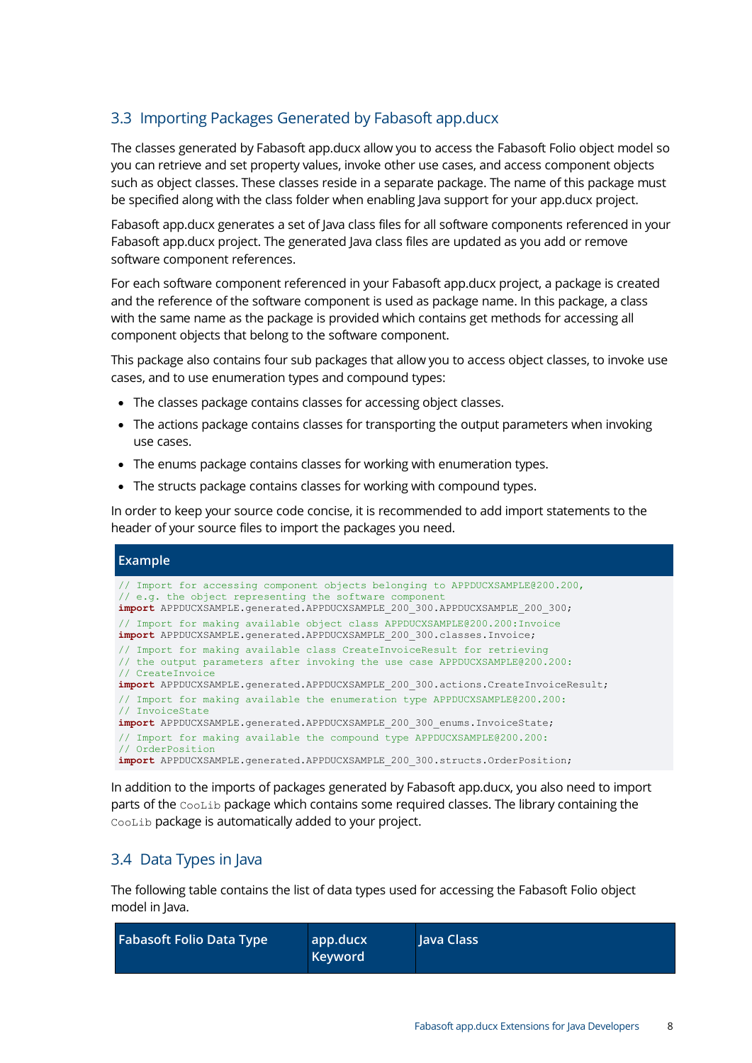## 3.3 Importing Packages Generated by Fabasoft app.ducx

The classes generated by Fabasoft app.ducx allow you to access the Fabasoft Folio object model so you can retrieve and set property values, invoke other use cases, and access component objects such as object classes. These classes reside in a separate package. The name of this package must be specified along with the class folder when enabling Java support for your app.ducx project.

Fabasoft app.ducx generates a set of Java class files for all software components referenced in your Fabasoft app.ducx project. The generated Java class files are updated as you add or remove software component references.

For each software component referenced in your Fabasoft app.ducx project, a package is created and the reference of the software component is used as package name. In this package, a class with the same name as the package is provided which contains get methods for accessing all component objects that belong to the software component.

This package also contains four sub packages that allow you to access object classes, to invoke use cases, and to use enumeration types and compound types:

- The classes package contains classes for accessing object classes.
- The actions package contains classes for transporting the output parameters when invoking use cases.
- The enums package contains classes for working with enumeration types.
- The structs package contains classes for working with compound types.

In order to keep your source code concise, it is recommended to add import statements to the header of your source files to import the packages you need.

**Example**

```
// Import for accessing component objects belonging to APPDUCXSAMPLE@200.200,
// e.g. the object representing the software component
import APPDUCXSAMPLE.generated.APPDUCXSAMPLE_200_300.APPDUCXSAMPLE_200_300;
// Import for making available object class APPDUCXSAMPLE@200.200:Invoice
import APPDUCXSAMPLE.generated.APPDUCXSAMPLE_200_300.classes.Invoice;
// Import for making available class CreateInvoiceResult for retrieving
// the output parameters after invoking the use case APPDUCXSAMPLE@200.200:
// CreateInvoice
import APPDUCXSAMPLE.generated.APPDUCXSAMPLE_200_300.actions.CreateInvoiceResult;
// Import for making available the enumeration type APPDUCXSAMPLE@200.200:
// InvoiceState
import APPDUCXSAMPLE.generated.APPDUCXSAMPLE_200_300_enums.InvoiceState;
// Import for making available the compound type APPDUCXSAMPLE@200.200:
// OrderPosition
import APPDUCXSAMPLE.generated.APPDUCXSAMPLE_200_300.structs.OrderPosition;
```

In addition to the imports of packages generated by Fabasoft app.ducx, you also need to import parts of the `CooLib` package which contains some required classes. The library containing the `CooLib` package is automatically added to your project.

## 3.4 Data Types in Java

The following table contains the list of data types used for accessing the Fabasoft Folio object model in Java.

| Fabasoft Folio Data Type | app.ducx Keyword | Java Class |
|---|---|---|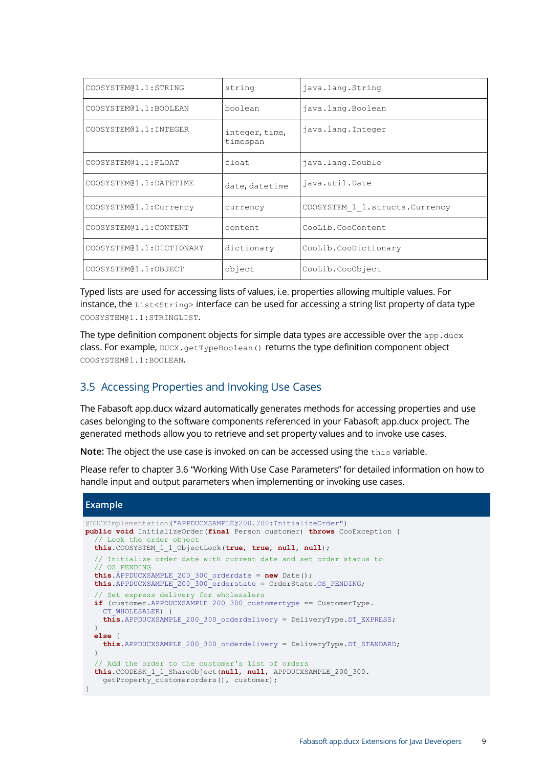| COOSYSTEM@1.1:STRING | string | java.lang.String |
|---|---|---|
| COOSYSTEM@1.1:BOOLEAN | boolean | java.lang.Boolean |
| COOSYSTEM@1.1:INTEGER | integer, time, timespan | java.lang.Integer |
| COOSYSTEM@1.1:FLOAT | float | java.lang.Double |
| COOSYSTEM@1.1:DATETIME | date, datetime | java.util.Date |
| COOSYSTEM@1.1:Currency | currency | COOSYSTEM_1_1.structs.Currency |
| COOSYSTEM@1.1:CONTENT | content | CooLib.CooContent |
| COOSYSTEM@1.1:DICTIONARY | dictionary | CooLib.CooDictionary |
| COOSYSTEM@1.1:OBJECT | object | CooLib.CooObject |

Typed lists are used for accessing lists of values, i.e. properties allowing multiple values. For instance, the `List<String>` interface can be used for accessing a string list property of data type `COOSYSTEM@1.1:STRINGLIST`.

The type definition component objects for simple data types are accessible over the `app.ducx` class. For example, `DUCX.getTypeBoolean()` returns the type definition component object `COOSYSTEM@1.1:BOOLEAN`.

## 3.5 Accessing Properties and Invoking Use Cases

The Fabasoft app.ducx wizard automatically generates methods for accessing properties and use cases belonging to the software components referenced in your Fabasoft app.ducx project. The generated methods allow you to retrieve and set property values and to invoke use cases.

**Note:** The object the use case is invoked on can be accessed using the `this` variable.

Please refer to chapter 3.6 "Working With Use Case Parameters" for detailed information on how to handle input and output parameters when implementing or invoking use cases.

**Example**

```
@DUCXImplementation("APPDUCXSAMPLE@200.200:InitializeOrder")
public void InitializeOrder(final Person customer) throws CooException {
  // Lock the order object
  this.COOSYSTEM_1_1_ObjectLock(true, true, null, null);
  // Initialize order date with current date and set order status to
  // OS_PENDING
  this.APPDUCXSAMPLE_200_300_orderdate = new Date();
  this.APPDUCXSAMPLE_200_300_orderstate = OrderState.OS_PENDING;
  // Set express delivery for wholesalers
  if (customer.APPDUCXSAMPLE_200_300_customertype == CustomerType.
    CT_WHOLESALER) {
    this.APPDUCXSAMPLE_200_300_orderdelivery = DeliveryType.DT_EXPRESS;
  }
  else {
    this.APPDUCXSAMPLE_200_300_orderdelivery = DeliveryType.DT_STANDARD;
  }
  // Add the order to the customer's list of orders
  this.COODESK_1_1_ShareObject(null, null, APPDUCXSAMPLE_200_300.
    getProperty_customerorders(), customer);
}
```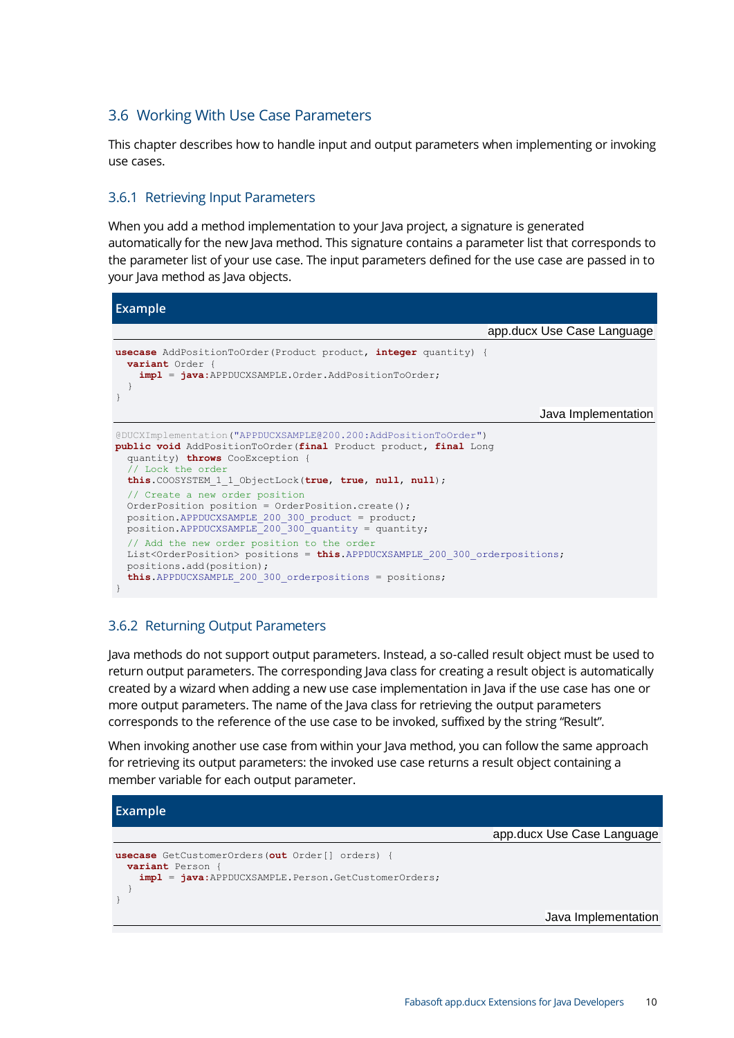## 3.6 Working With Use Case Parameters

This chapter describes how to handle input and output parameters when implementing or invoking use cases.

### 3.6.1 Retrieving Input Parameters

When you add a method implementation to your Java project, a signature is generated automatically for the new Java method. This signature contains a parameter list that corresponds to the parameter list of your use case. The input parameters defined for the use case are passed in to your Java method as Java objects.

**Example**

app.ducx Use Case Language

```
usecase AddPositionToOrder(Product product, integer quantity) {
  variant Order {
    impl = java:APPDUCXSAMPLE.Order.AddPositionToOrder;
  }
}
```

Java Implementation

```
@DUCXImplementation("APPDUCXSAMPLE@200.200:AddPositionToOrder")
public void AddPositionToOrder(final Product product, final Long
  quantity) throws CooException {
  // Lock the order
  this.COOSYSTEM_1_1_ObjectLock(true, true, null, null);
  // Create a new order position
  OrderPosition position = OrderPosition.create();
  position.APPDUCXSAMPLE_200_300_product = product;
  position.APPDUCXSAMPLE_200_300_quantity = quantity;
  // Add the new order position to the order
  List<OrderPosition> positions = this.APPDUCXSAMPLE_200_300_orderpositions;
  positions.add(position);
  this.APPDUCXSAMPLE_200_300_orderpositions = positions;
}
```

### 3.6.2 Returning Output Parameters

Java methods do not support output parameters. Instead, a so-called result object must be used to return output parameters. The corresponding Java class for creating a result object is automatically created by a wizard when adding a new use case implementation in Java if the use case has one or more output parameters. The name of the Java class for retrieving the output parameters corresponds to the reference of the use case to be invoked, suffixed by the string "Result".

When invoking another use case from within your Java method, you can follow the same approach for retrieving its output parameters: the invoked use case returns a result object containing a member variable for each output parameter.

**Example**

app.ducx Use Case Language

```
usecase GetCustomerOrders(out Order[] orders) {
  variant Person {
    impl = java:APPDUCXSAMPLE.Person.GetCustomerOrders;
  }
}
```

Java Implementation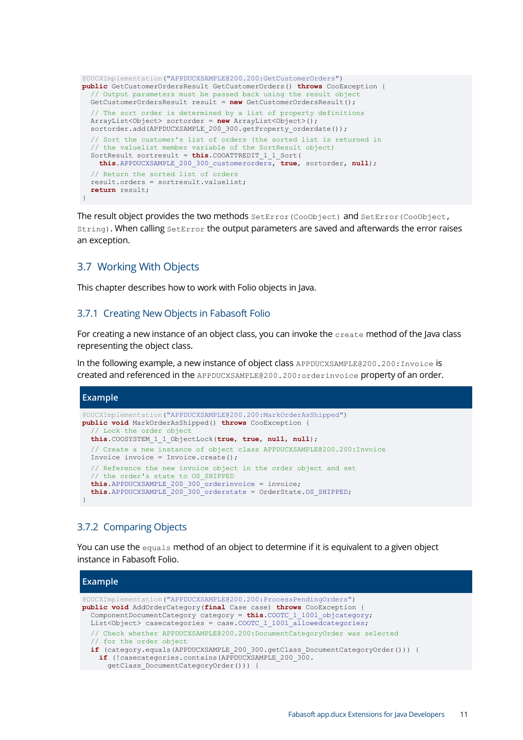```java
@DUCXImplementation("APPDUCXSAMPLE@200.200:GetCustomerOrders")
public GetCustomerOrdersResult GetCustomerOrders() throws CooException {
  // Output parameters must be passed back using the result object
  GetCustomerOrdersResult result = new GetCustomerOrdersResult();
  // The sort order is determined by a list of property definitions
  ArrayList<Object> sortorder = new ArrayList<Object>();
  sortorder.add(APPDUCXSAMPLE_200_300.getProperty_orderdate());
  // Sort the customer's list of orders (the sorted list is returned in
  // the valuelist member variable of the SortResult object)
  SortResult sortresult = this.COOATTREDIT_1_1_Sort(
    this.APPDUCXSAMPLE_200_300_customerorders, true, sortorder, null);
  // Return the sorted list of orders
  result.orders = sortresult.valuelist;
  return result;
}
```

The result object provides the two methods `SetError(CooObject)` and `SetError(CooObject, String)`. When calling `SetError` the output parameters are saved and afterwards the error raises an exception.

## 3.7 Working With Objects

This chapter describes how to work with Folio objects in Java.

### 3.7.1 Creating New Objects in Fabasoft Folio

For creating a new instance of an object class, you can invoke the `create` method of the Java class representing the object class.

In the following example, a new instance of object class `APPDUCXSAMPLE@200.200:Invoice` is created and referenced in the `APPDUCXSAMPLE@200.200:orderinvoice` property of an order.

**Example**

```java
@DUCXImplementation("APPDUCXSAMPLE@200.200:MarkOrderAsShipped")
public void MarkOrderAsShipped() throws CooException {
  // Lock the order object
  this.COOSYSTEM_1_1_ObjectLock(true, true, null, null);
  // Create a new instance of object class APPDUCXSAMPLE@200.200:Invoice
  Invoice invoice = Invoice.create();
  // Reference the new invoice object in the order object and set
  // the order's state to OS_SHIPPED
  this.APPDUCXSAMPLE_200_300_orderinvoice = invoice;
  this.APPDUCXSAMPLE_200_300_orderstate = OrderState.OS_SHIPPED;
}
```

### 3.7.2 Comparing Objects

You can use the `equals` method of an object to determine if it is equivalent to a given object instance in Fabasoft Folio.

**Example**

```java
@DUCXImplementation("APPDUCXSAMPLE@200.200:ProcessPendingOrders")
public void AddOrderCategory(final Case case) throws CooException {
  ComponentDocumentCategory category = this.COOTC_1_1001_objcategory;
  List<Object> casecategories = case.COOTC_1_1001_allowedcategories;
  // Check whether APPDUCXSAMPLE@200.200:DocumentCategoryOrder was selected
  // for the order object
  if (category.equals(APPDUCXSAMPLE_200_300.getClass_DocumentCategoryOrder())) {
    if (!casecategories.contains(APPDUCXSAMPLE_200_300.
      getClass_DocumentCategoryOrder())) {
```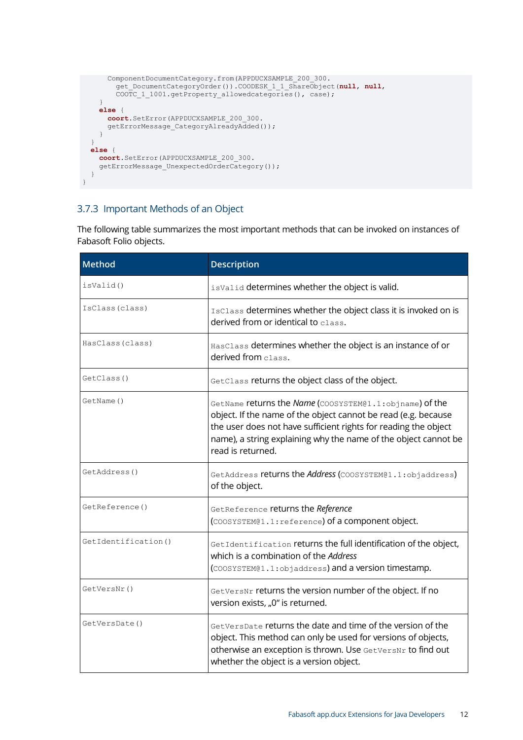```
      ComponentDocumentCategory.from(APPDUCXSAMPLE_200_300.
        get_DocumentCategoryOrder()).COODESK_1_1_ShareObject(null, null,
        COOTC_1_1001.getProperty_allowedcategories(), case);
    }
    else {
      coort.SetError(APPDUCXSAMPLE_200_300.
      getErrorMessage_CategoryAlreadyAdded());
    }
  }
  else {
    coort.SetError(APPDUCXSAMPLE_200_300.
    getErrorMessage_UnexpectedOrderCategory());
  }
}
```

### 3.7.3 Important Methods of an Object

The following table summarizes the most important methods that can be invoked on instances of Fabasoft Folio objects.

| Method | Description |
|---|---|
| `isValid()` | `isValid` determines whether the object is valid. |
| `IsClass(class)` | `IsClass` determines whether the object class it is invoked on is derived from or identical to `class`. |
| `HasClass(class)` | `HasClass` determines whether the object is an instance of or derived from `class`. |
| `GetClass()` | `GetClass` returns the object class of the object. |
| `GetName()` | `GetName` returns the *Name* (`COOSYSTEM@1.1:objname`) of the object. If the name of the object cannot be read (e.g. because the user does not have sufficient rights for reading the object name), a string explaining why the name of the object cannot be read is returned. |
| `GetAddress()` | `GetAddress` returns the *Address* (`COOSYSTEM@1.1:objaddress`) of the object. |
| `GetReference()` | `GetReference` returns the *Reference* (`COOSYSTEM@1.1:reference`) of a component object. |
| `GetIdentification()` | `GetIdentification` returns the full identification of the object, which is a combination of the *Address* (`COOSYSTEM@1.1:objaddress`) and a version timestamp. |
| `GetVersNr()` | `GetVersNr` returns the version number of the object. If no version exists, „0“ is returned. |
| `GetVersDate()` | `GetVersDate` returns the date and time of the version of the object. This method can only be used for versions of objects, otherwise an exception is thrown. Use `GetVersNr` to find out whether the object is a version object. |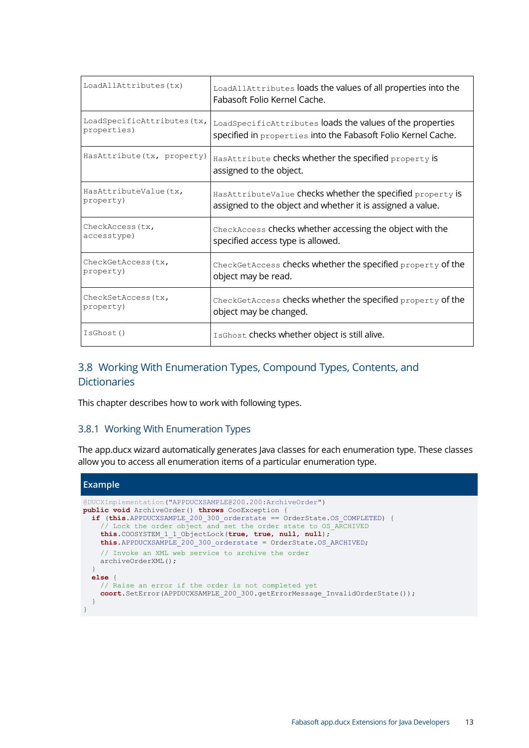| | |
|---|---|
| `LoadAllAttributes(tx)` | `LoadAllAttributes` loads the values of all properties into the Fabasoft Folio Kernel Cache. |
| `LoadSpecificAttributes(tx, properties)` | `LoadSpecificAttributes` loads the values of the properties specified in `properties` into the Fabasoft Folio Kernel Cache. |
| `HasAttribute(tx, property)` | `HasAttribute` checks whether the specified `property` is assigned to the object. |
| `HasAttributeValue(tx, property)` | `HasAttributeValue` checks whether the specified `property` is assigned to the object and whether it is assigned a value. |
| `CheckAccess(tx, accesstype)` | `CheckAccess` checks whether accessing the object with the specified access type is allowed. |
| `CheckGetAccess(tx, property)` | `CheckGetAccess` checks whether the specified `property` of the object may be read. |
| `CheckSetAccess(tx, property)` | `CheckGetAccess` checks whether the specified `property` of the object may be changed. |
| `IsGhost()` | `IsGhost` checks whether object is still alive. |

## 3.8 Working With Enumeration Types, Compound Types, Contents, and Dictionaries

This chapter describes how to work with following types.

### 3.8.1 Working With Enumeration Types

The app.ducx wizard automatically generates Java classes for each enumeration type. These classes allow you to access all enumeration items of a particular enumeration type.

**Example**

```java
@DUCXImplementation("APPDUCXSAMPLE@200.200:ArchiveOrder")
public void ArchiveOrder() throws CooException {
  if (this.APPDUCXSAMPLE_200_300_orderstate == OrderState.OS_COMPLETED) {
    // Lock the order object and set the order state to OS_ARCHIVED
    this.COOSYSTEM_1_1_ObjectLock(true, true, null, null);
    this.APPDUCXSAMPLE_200_300_orderstate = OrderState.OS_ARCHIVED;

    // Invoke an XML web service to archive the order
    archiveOrderXML();
  }
  else {
    // Raise an error if the order is not completed yet
    coort.SetError(APPDUCXSAMPLE_200_300.getErrorMessage_InvalidOrderState());
  }
}
```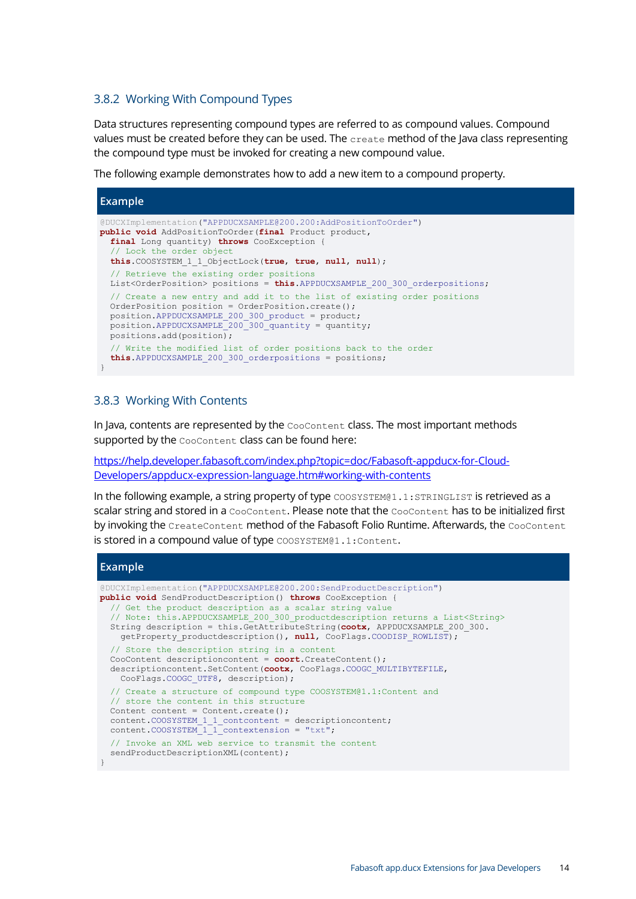### 3.8.2 Working With Compound Types

Data structures representing compound types are referred to as compound values. Compound values must be created before they can be used. The `create` method of the Java class representing the compound type must be invoked for creating a new compound value.

The following example demonstrates how to add a new item to a compound property.

**Example**

```
@DUCXImplementation("APPDUCXSAMPLE@200.200:AddPositionToOrder")
public void AddPositionToOrder(final Product product,
  final Long quantity) throws CooException {
  // Lock the order object
  this.COOSYSTEM_1_1_ObjectLock(true, true, null, null);
  // Retrieve the existing order positions
  List<OrderPosition> positions = this.APPDUCXSAMPLE_200_300_orderpositions;
  // Create a new entry and add it to the list of existing order positions
  OrderPosition position = OrderPosition.create();
  position.APPDUCXSAMPLE_200_300_product = product;
  position.APPDUCXSAMPLE_200_300_quantity = quantity;
  positions.add(position);
  // Write the modified list of order positions back to the order
  this.APPDUCXSAMPLE_200_300_orderpositions = positions;
}
```

### 3.8.3 Working With Contents

In Java, contents are represented by the `CooContent` class. The most important methods supported by the `CooContent` class can be found here:

[https://help.developer.fabasoft.com/index.php?topic=doc/Fabasoft-appducx-for-Cloud-Developers/appducx-expression-language.htm#working-with-contents](https://help.developer.fabasoft.com/index.php?topic=doc/Fabasoft-appducx-for-Cloud-Developers/appducx-expression-language.htm#working-with-contents)

In the following example, a string property of type `COOSYSTEM@1.1:STRINGLIST` is retrieved as a scalar string and stored in a `CooContent`. Please note that the `CooContent` has to be initialized first by invoking the `CreateContent` method of the Fabasoft Folio Runtime. Afterwards, the `CooContent` is stored in a compound value of type `COOSYSTEM@1.1:Content`.

**Example**

```
@DUCXImplementation("APPDUCXSAMPLE@200.200:SendProductDescription")
public void SendProductDescription() throws CooException {
  // Get the product description as a scalar string value
  // Note: this.APPDUCXSAMPLE_200_300_productdescription returns a List<String>
  String description = this.GetAttributeString(cootx, APPDUCXSAMPLE_200_300.
    getProperty_productdescription(), null, CooFlags.COODISP_ROWLIST);
  // Store the description string in a content
  CooContent descriptioncontent = coort.CreateContent();
  descriptioncontent.SetContent(cootx, CooFlags.COOGC_MULTIBYTEFILE,
    CooFlags.COOGC_UTF8, description);
  // Create a structure of compound type COOSYSTEM@1.1:Content and
  // store the content in this structure
  Content content = Content.create();
  content.COOSYSTEM_1_1_contcontent = descriptioncontent;
  content.COOSYSTEM_1_1_contextension = "txt";
  // Invoke an XML web service to transmit the content
  sendProductDescriptionXML(content);
}
```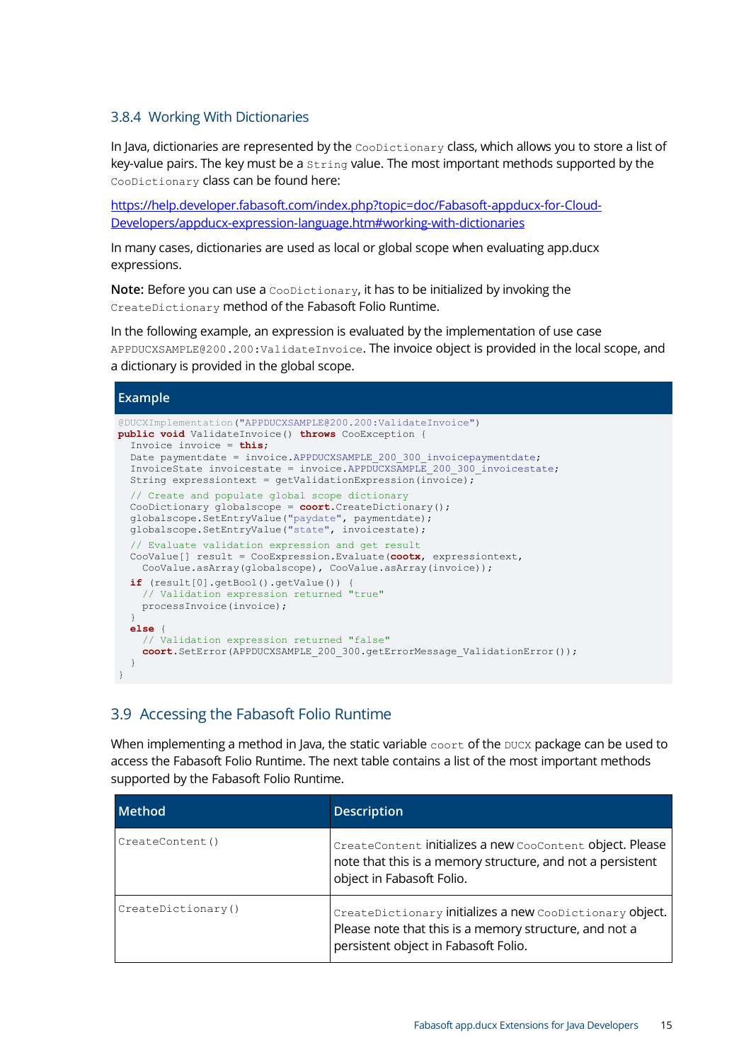### 3.8.4 Working With Dictionaries

In Java, dictionaries are represented by the `CooDictionary` class, which allows you to store a list of key-value pairs. The key must be a `String` value. The most important methods supported by the `CooDictionary` class can be found here:

https://help.developer.fabasoft.com/index.php?topic=doc/Fabasoft-appducx-for-Cloud-Developers/appducx-expression-language.htm#working-with-dictionaries

In many cases, dictionaries are used as local or global scope when evaluating app.ducx expressions.

**Note:** Before you can use a `CooDictionary`, it has to be initialized by invoking the `CreateDictionary` method of the Fabasoft Folio Runtime.

In the following example, an expression is evaluated by the implementation of use case `APPDUCXSAMPLE@200.200:ValidateInvoice`. The invoice object is provided in the local scope, and a dictionary is provided in the global scope.

**Example**

```
@DUCXImplementation("APPDUCXSAMPLE@200.200:ValidateInvoice")
public void ValidateInvoice() throws CooException {
  Invoice invoice = this;
  Date paymentdate = invoice.APPDUCXSAMPLE_200_300_invoicepaymentdate;
  InvoiceState invoicestate = invoice.APPDUCXSAMPLE_200_300_invoicestate;
  String expressiontext = getValidationExpression(invoice);
  // Create and populate global scope dictionary
  CooDictionary globalscope = coort.CreateDictionary();
  globalscope.SetEntryValue("paydate", paymentdate);
  globalscope.SetEntryValue("state", invoicestate);
  // Evaluate validation expression and get result
  CooValue[] result = CooExpression.Evaluate(cootx, expressiontext,
    CooValue.asArray(globalscope), CooValue.asArray(invoice));
  if (result[0].getBool().getValue()) {
    // Validation expression returned "true"
    processInvoice(invoice);
  }
  else {
    // Validation expression returned "false"
    coort.SetError(APPDUCXSAMPLE_200_300.getErrorMessage_ValidationError());
  }
}
```

## 3.9 Accessing the Fabasoft Folio Runtime

When implementing a method in Java, the static variable `coort` of the `DUCX` package can be used to access the Fabasoft Folio Runtime. The next table contains a list of the most important methods supported by the Fabasoft Folio Runtime.

| Method | Description |
| --- | --- |
| `CreateContent()` | `CreateContent` initializes a new `CooContent` object. Please note that this is a memory structure, and not a persistent object in Fabasoft Folio. |
| `CreateDictionary()` | `CreateDictionary` initializes a new `CooDictionary` object. Please note that this is a memory structure, and not a persistent object in Fabasoft Folio. |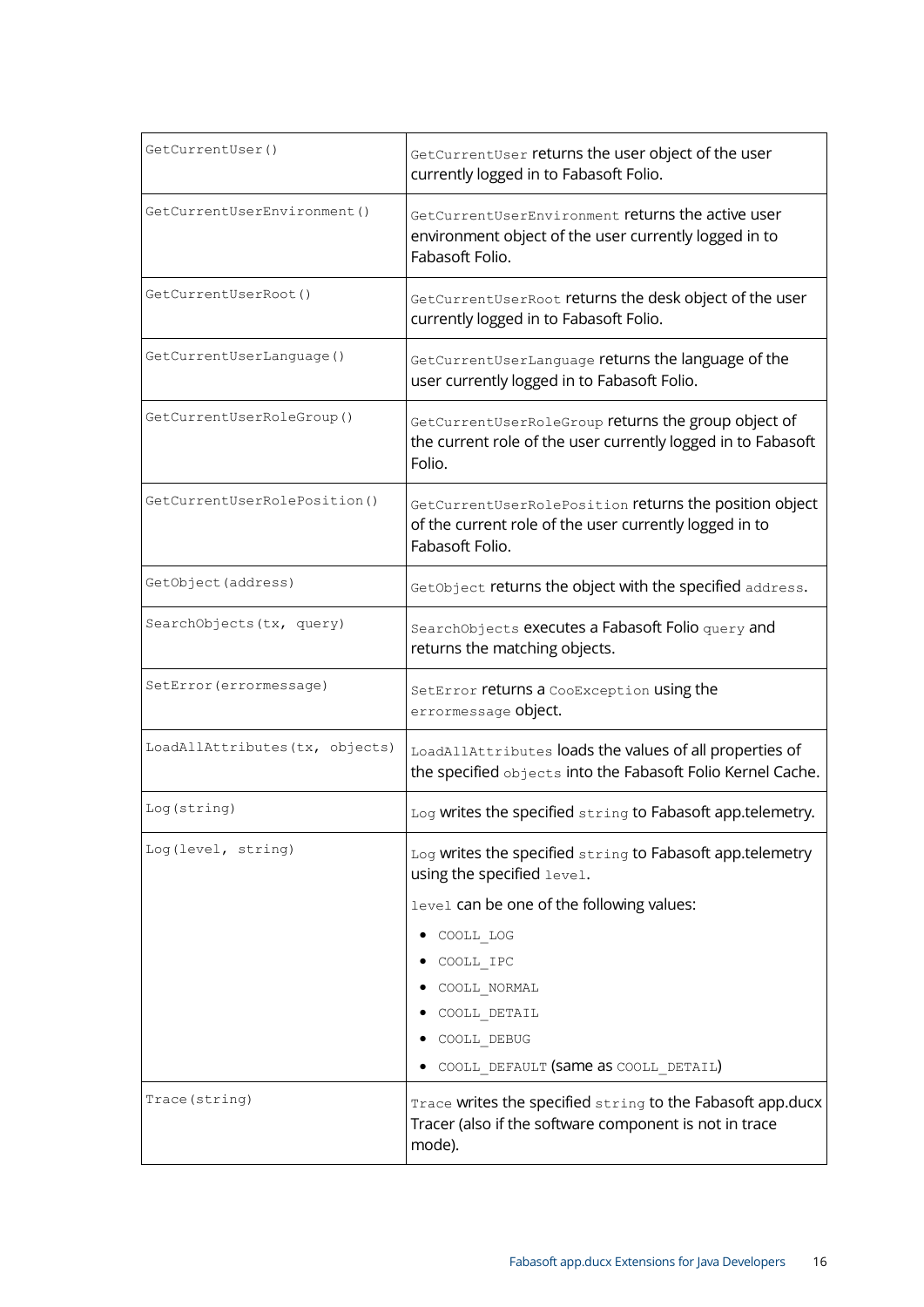| | |
|---|---|
| `GetCurrentUser()` | `GetCurrentUser` returns the user object of the user currently logged in to Fabasoft Folio. |
| `GetCurrentUserEnvironment()` | `GetCurrentUserEnvironment` returns the active user environment object of the user currently logged in to Fabasoft Folio. |
| `GetCurrentUserRoot()` | `GetCurrentUserRoot` returns the desk object of the user currently logged in to Fabasoft Folio. |
| `GetCurrentUserLanguage()` | `GetCurrentUserLanguage` returns the language of the user currently logged in to Fabasoft Folio. |
| `GetCurrentUserRoleGroup()` | `GetCurrentUserRoleGroup` returns the group object of the current role of the user currently logged in to Fabasoft Folio. |
| `GetCurrentUserRolePosition()` | `GetCurrentUserRolePosition` returns the position object of the current role of the user currently logged in to Fabasoft Folio. |
| `GetObject(address)` | `GetObject` returns the object with the specified `address`. |
| `SearchObjects(tx, query)` | `SearchObjects` executes a Fabasoft Folio `query` and returns the matching objects. |
| `SetError(errormessage)` | `SetError` returns a `CooException` using the `errormessage` object. |
| `LoadAllAttributes(tx, objects)` | `LoadAllAttributes` loads the values of all properties of the specified `objects` into the Fabasoft Folio Kernel Cache. |
| `Log(string)` | `Log` writes the specified `string` to Fabasoft app.telemetry. |
| `Log(level, string)` | `Log` writes the specified `string` to Fabasoft app.telemetry using the specified `level`.<br><br>`level` can be one of the following values:<br>• `COOLL_LOG`<br>• `COOLL_IPC`<br>• `COOLL_NORMAL`<br>• `COOLL_DETAIL`<br>• `COOLL_DEBUG`<br>• `COOLL_DEFAULT` (same as `COOLL_DETAIL`) |
| `Trace(string)` | `Trace` writes the specified `string` to the Fabasoft app.ducx Tracer (also if the software component is not in trace mode). |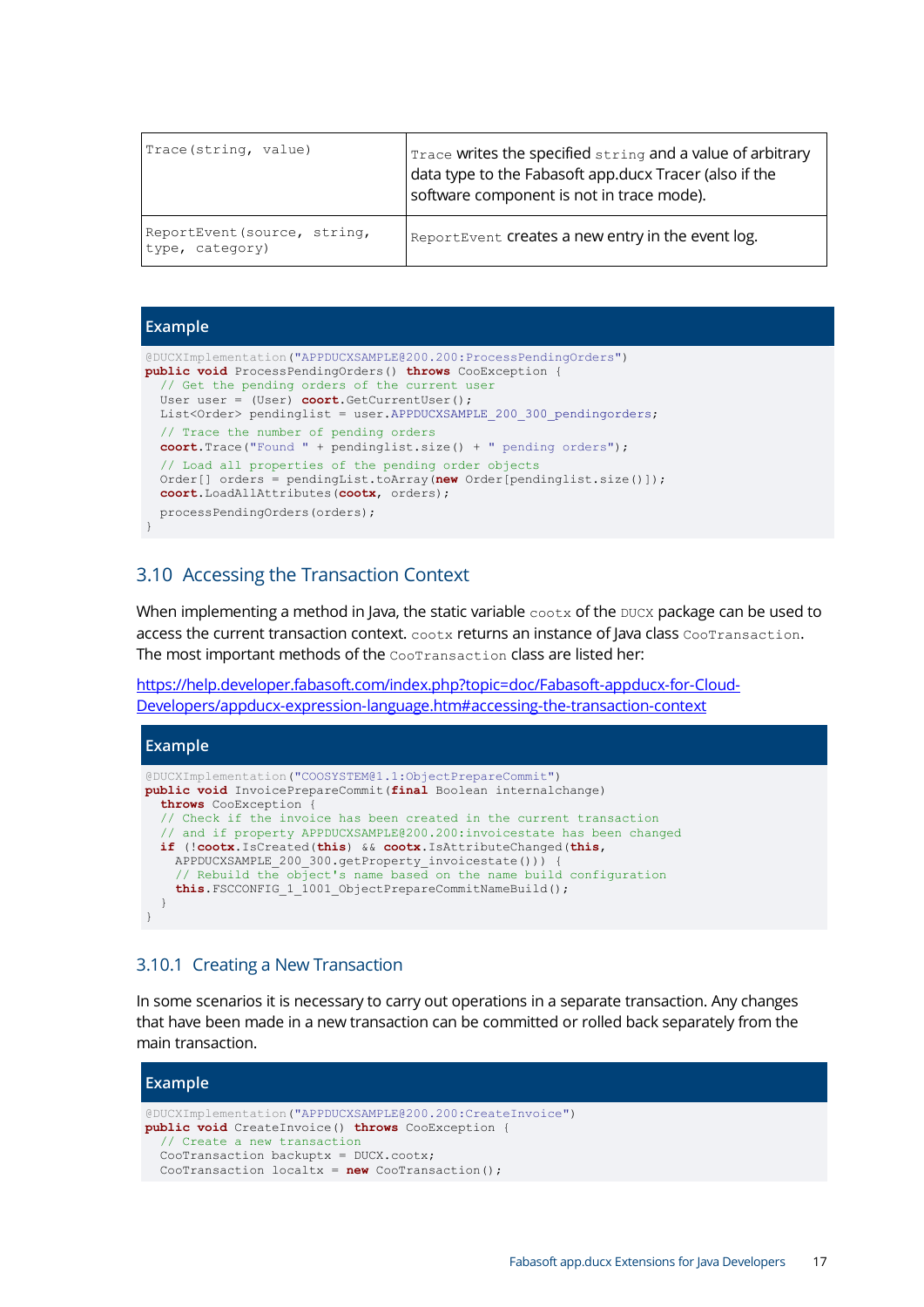| Trace(string, value) | Trace writes the specified string and a value of arbitrary data type to the Fabasoft app.ducx Tracer (also if the software component is not in trace mode). |
|---|---|
| ReportEvent(source, string, type, category) | ReportEvent creates a new entry in the event log. |

**Example**

```
@DUCXImplementation("APPDUCXSAMPLE@200.200:ProcessPendingOrders")
public void ProcessPendingOrders() throws CooException {
  // Get the pending orders of the current user
  User user = (User) coort.GetCurrentUser();
  List<Order> pendinglist = user.APPDUCXSAMPLE_200_300_pendingorders;
  // Trace the number of pending orders
  coort.Trace("Found " + pendinglist.size() + " pending orders");
  // Load all properties of the pending order objects
  Order[] orders = pendingList.toArray(new Order[pendinglist.size()]);
  coort.LoadAllAttributes(cootx, orders);
  processPendingOrders(orders);
}
```

## 3.10 Accessing the Transaction Context

When implementing a method in Java, the static variable `cootx` of the `DUCX` package can be used to access the current transaction context. `cootx` returns an instance of Java class `CooTransaction`. The most important methods of the `CooTransaction` class are listed her:

https://help.developer.fabasoft.com/index.php?topic=doc/Fabasoft-appducx-for-Cloud-Developers/appducx-expression-language.htm#accessing-the-transaction-context

**Example**

```
@DUCXImplementation("COOSYSTEM@1.1:ObjectPrepareCommit")
public void InvoicePrepareCommit(final Boolean internalchange)
  throws CooException {
  // Check if the invoice has been created in the current transaction
  // and if property APPDUCXSAMPLE@200.200:invoicestate has been changed
  if (!cootx.IsCreated(this) && cootx.IsAttributeChanged(this,
    APPDUCXSAMPLE_200_300.getProperty_invoicestate())) {
    // Rebuild the object's name based on the name build configuration
    this.FSCCONFIG_1_1001_ObjectPrepareCommitNameBuild();
  }
}
```

### 3.10.1 Creating a New Transaction

In some scenarios it is necessary to carry out operations in a separate transaction. Any changes that have been made in a new transaction can be committed or rolled back separately from the main transaction.

**Example**

```
@DUCXImplementation("APPDUCXSAMPLE@200.200:CreateInvoice")
public void CreateInvoice() throws CooException {
  // Create a new transaction
  CooTransaction backuptx = DUCX.cootx;
  CooTransaction localtx = new CooTransaction();
```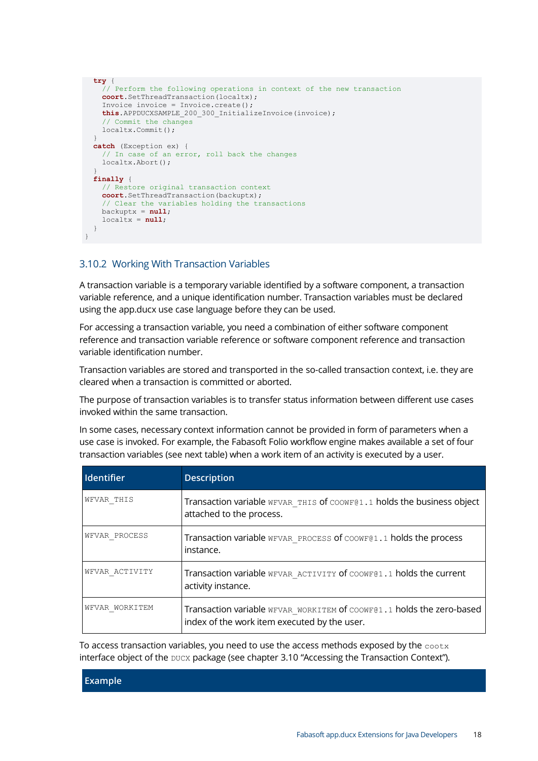```java
  try {
    // Perform the following operations in context of the new transaction
    coort.SetThreadTransaction(localtx);
    Invoice invoice = Invoice.create();
    this.APPDUCXSAMPLE_200_300_InitializeInvoice(invoice);
    // Commit the changes
    localtx.Commit();
  }
  catch (Exception ex) {
    // In case of an error, roll back the changes
    localtx.Abort();
  }
  finally {
    // Restore original transaction context
    coort.SetThreadTransaction(backuptx);
    // Clear the variables holding the transactions
    backuptx = null;
    localtx = null;
  }
}
```

### 3.10.2 Working With Transaction Variables

A transaction variable is a temporary variable identified by a software component, a transaction variable reference, and a unique identification number. Transaction variables must be declared using the app.ducx use case language before they can be used.

For accessing a transaction variable, you need a combination of either software component reference and transaction variable reference or software component reference and transaction variable identification number.

Transaction variables are stored and transported in the so-called transaction context, i.e. they are cleared when a transaction is committed or aborted.

The purpose of transaction variables is to transfer status information between different use cases invoked within the same transaction.

In some cases, necessary context information cannot be provided in form of parameters when a use case is invoked. For example, the Fabasoft Folio workflow engine makes available a set of four transaction variables (see next table) when a work item of an activity is executed by a user.

| Identifier | Description |
|---|---|
| `WFVAR_THIS` | Transaction variable `WFVAR_THIS` of `COOWF@1.1` holds the business object attached to the process. |
| `WFVAR_PROCESS` | Transaction variable `WFVAR_PROCESS` of `COOWF@1.1` holds the process instance. |
| `WFVAR_ACTIVITY` | Transaction variable `WFVAR_ACTIVITY` of `COOWF@1.1` holds the current activity instance. |
| `WFVAR_WORKITEM` | Transaction variable `WFVAR_WORKITEM` of `COOWF@1.1` holds the zero-based index of the work item executed by the user. |

To access transaction variables, you need to use the access methods exposed by the `cootx` interface object of the `DUCX` package (see chapter 3.10 “Accessing the Transaction Context”).

**Example**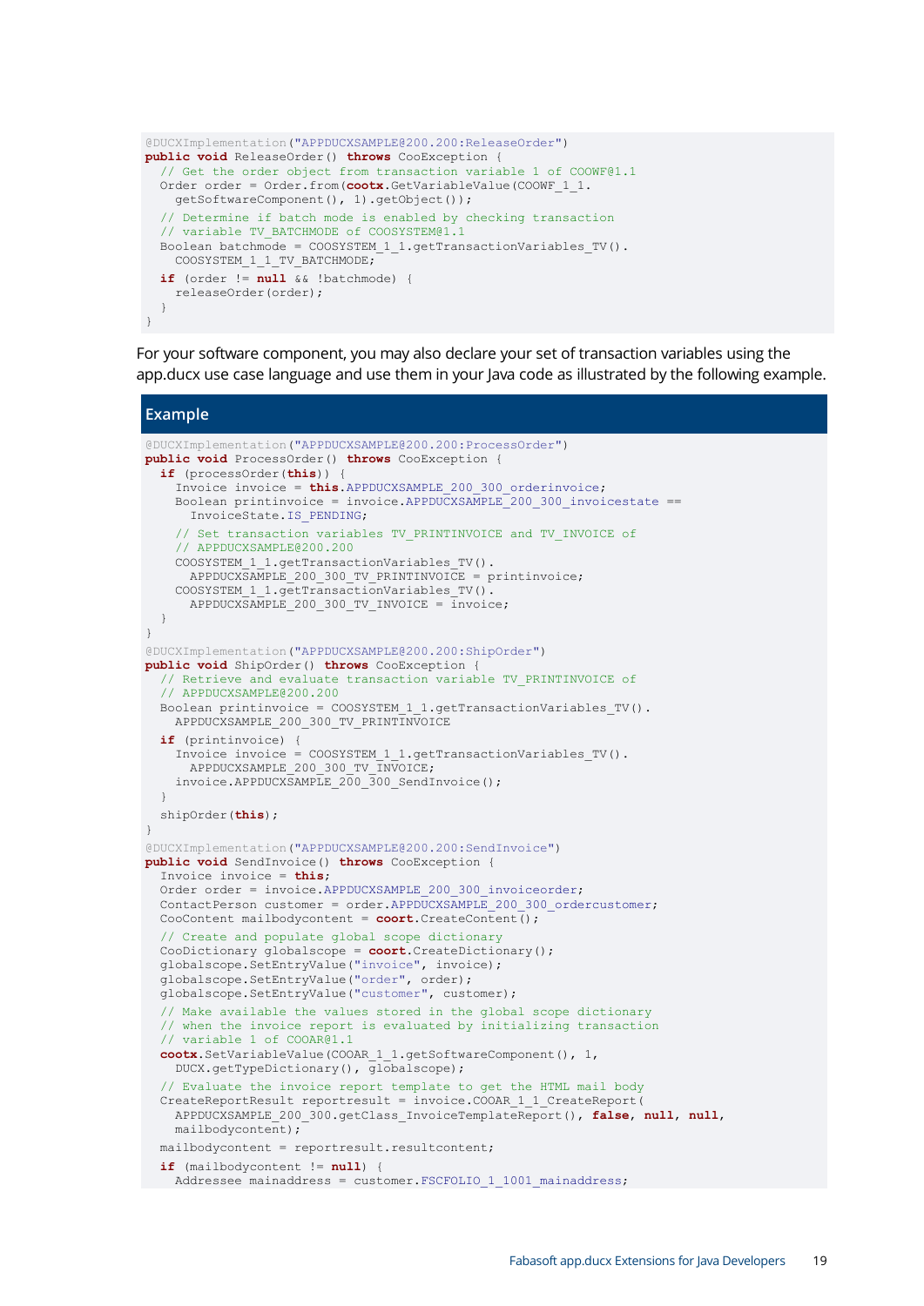```
@DUCXImplementation("APPDUCXSAMPLE@200.200:ReleaseOrder")
public void ReleaseOrder() throws CooException {
  // Get the order object from transaction variable 1 of COOWF@1.1
  Order order = Order.from(cootx.GetVariableValue(COOWF_1_1.
    getSoftwareComponent(), 1).getObject());
  // Determine if batch mode is enabled by checking transaction
  // variable TV_BATCHMODE of COOSYSTEM@1.1
  Boolean batchmode = COOSYSTEM_1_1.getTransactionVariables_TV().
    COOSYSTEM_1_1_TV_BATCHMODE;
  if (order != null && !batchmode) {
    releaseOrder(order);
  }
}
```

For your software component, you may also declare your set of transaction variables using the app.ducx use case language and use them in your Java code as illustrated by the following example.

## Example

```
@DUCXImplementation("APPDUCXSAMPLE@200.200:ProcessOrder")
public void ProcessOrder() throws CooException {
  if (processOrder(this)) {
    Invoice invoice = this.APPDUCXSAMPLE_200_300_orderinvoice;
    Boolean printinvoice = invoice.APPDUCXSAMPLE_200_300_invoicestate ==
      InvoiceState.IS_PENDING;
    // Set transaction variables TV_PRINTINVOICE and TV_INVOICE of
    // APPDUCXSAMPLE@200.200
    COOSYSTEM_1_1.getTransactionVariables_TV().
      APPDUCXSAMPLE_200_300_TV_PRINTINVOICE = printinvoice;
    COOSYSTEM_1_1.getTransactionVariables_TV().
      APPDUCXSAMPLE_200_300_TV_INVOICE = invoice;
  }
}
@DUCXImplementation("APPDUCXSAMPLE@200.200:ShipOrder")
public void ShipOrder() throws CooException {
  // Retrieve and evaluate transaction variable TV_PRINTINVOICE of
  // APPDUCXSAMPLE@200.200
  Boolean printinvoice = COOSYSTEM_1_1.getTransactionVariables_TV().
    APPDUCXSAMPLE_200_300_TV_PRINTINVOICE
  if (printinvoice) {
    Invoice invoice = COOSYSTEM_1_1.getTransactionVariables_TV().
      APPDUCXSAMPLE_200_300_TV_INVOICE;
    invoice.APPDUCXSAMPLE_200_300_SendInvoice();
  }
  shipOrder(this);
}
@DUCXImplementation("APPDUCXSAMPLE@200.200:SendInvoice")
public void SendInvoice() throws CooException {
  Invoice invoice = this;
  Order order = invoice.APPDUCXSAMPLE_200_300_invoiceorder;
  ContactPerson customer = order.APPDUCXSAMPLE_200_300_ordercustomer;
  CooContent mailbodycontent = coort.CreateContent();
  // Create and populate global scope dictionary
  CooDictionary globalscope = coort.CreateDictionary();
  globalscope.SetEntryValue("invoice", invoice);
  globalscope.SetEntryValue("order", order);
  globalscope.SetEntryValue("customer", customer);
  // Make available the values stored in the global scope dictionary
  // when the invoice report is evaluated by initializing transaction
  // variable 1 of COOAR@1.1
  cootx.SetVariableValue(COOAR_1_1.getSoftwareComponent(), 1,
    DUCX.getTypeDictionary(), globalscope);
  // Evaluate the invoice report template to get the HTML mail body
  CreateReportResult reportresult = invoice.COOAR_1_1_CreateReport(
    APPDUCXSAMPLE_200_300.getClass_InvoiceTemplateReport(), false, null, null,
    mailbodycontent);
  mailbodycontent = reportresult.resultcontent;
  if (mailbodycontent != null) {
    Addressee mainaddress = customer.FSCFOLIO_1_1001_mainaddress;
```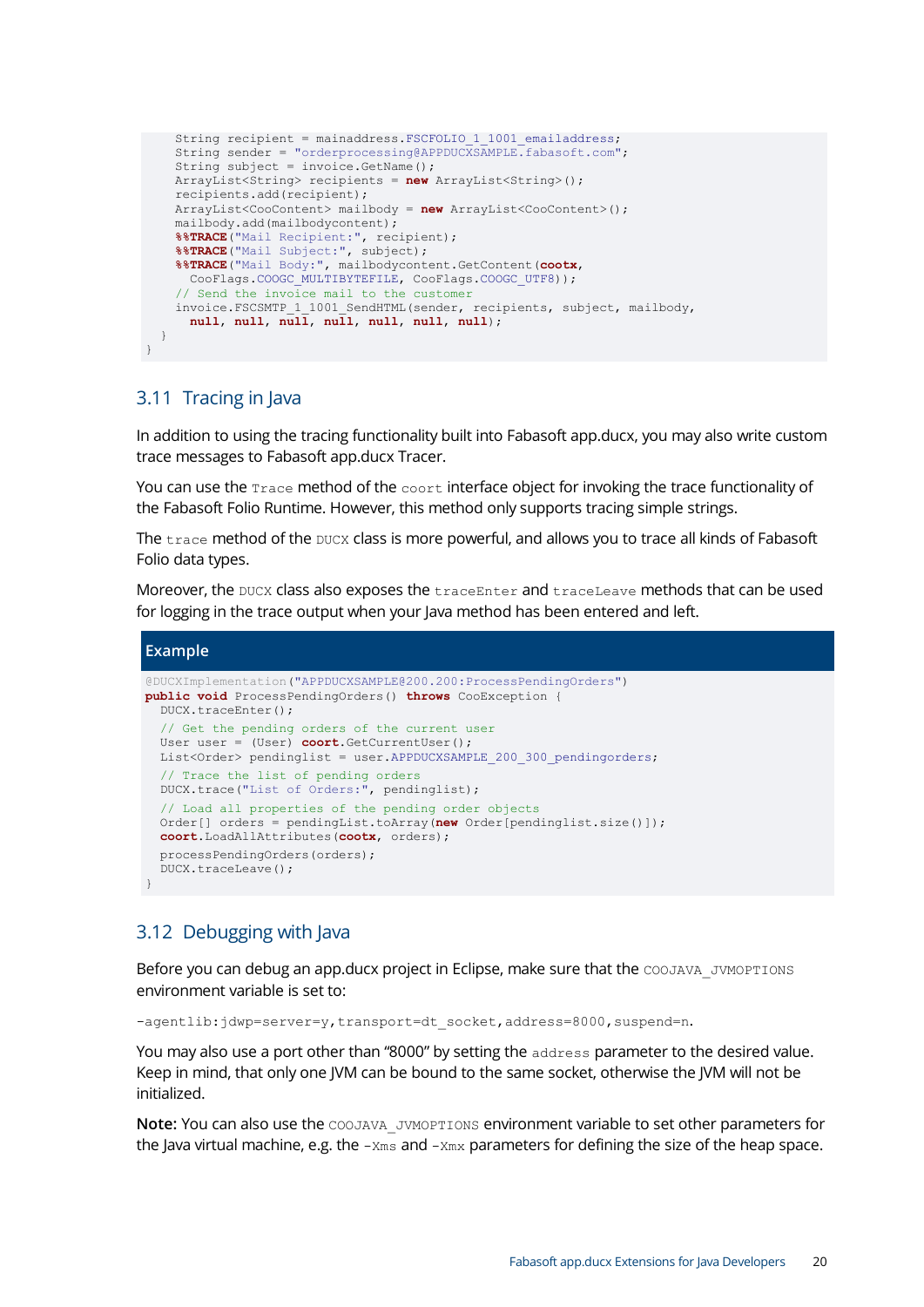```
    String recipient = mainaddress.FSCFOLIO_1_1001_emailaddress;
    String sender = "orderprocessing@APPDUCXSAMPLE.fabasoft.com";
    String subject = invoice.GetName();
    ArrayList<String> recipients = new ArrayList<String>();
    recipients.add(recipient);
    ArrayList<CooContent> mailbody = new ArrayList<CooContent>();
    mailbody.add(mailbodycontent);
    %%TRACE("Mail Recipient:", recipient);
    %%TRACE("Mail Subject:", subject);
    %%TRACE("Mail Body:", mailbodycontent.GetContent(cootx,
      CooFlags.COOGC_MULTIBYTEFILE, CooFlags.COOGC_UTF8));
    // Send the invoice mail to the customer
    invoice.FSCSMTP_1_1001_SendHTML(sender, recipients, subject, mailbody,
      null, null, null, null, null, null, null);
  }
}
```

## 3.11 Tracing in Java

In addition to using the tracing functionality built into Fabasoft app.ducx, you may also write custom trace messages to Fabasoft app.ducx Tracer.

You can use the `Trace` method of the `coort` interface object for invoking the trace functionality of the Fabasoft Folio Runtime. However, this method only supports tracing simple strings.

The `trace` method of the `DUCX` class is more powerful, and allows you to trace all kinds of Fabasoft Folio data types.

Moreover, the `DUCX` class also exposes the `traceEnter` and `traceLeave` methods that can be used for logging in the trace output when your Java method has been entered and left.

**Example**

```
@DUCXImplementation("APPDUCXSAMPLE@200.200:ProcessPendingOrders")
public void ProcessPendingOrders() throws CooException {
  DUCX.traceEnter();
  // Get the pending orders of the current user
  User user = (User) coort.GetCurrentUser();
  List<Order> pendinglist = user.APPDUCXSAMPLE_200_300_pendingorders;
  // Trace the list of pending orders
  DUCX.trace("List of Orders:", pendinglist);
  // Load all properties of the pending order objects
  Order[] orders = pendingList.toArray(new Order[pendinglist.size()]);
  coort.LoadAllAttributes(cootx, orders);
  processPendingOrders(orders);
  DUCX.traceLeave();
}
```

## 3.12 Debugging with Java

Before you can debug an app.ducx project in Eclipse, make sure that the `COOJAVA_JVMOPTIONS` environment variable is set to:

`-agentlib:jdwp=server=y,transport=dt_socket,address=8000,suspend=n.`

You may also use a port other than "8000" by setting the `address` parameter to the desired value. Keep in mind, that only one JVM can be bound to the same socket, otherwise the JVM will not be initialized.

**Note:** You can also use the `COOJAVA_JVMOPTIONS` environment variable to set other parameters for the Java virtual machine, e.g. the `-Xms` and `-Xmx` parameters for defining the size of the heap space.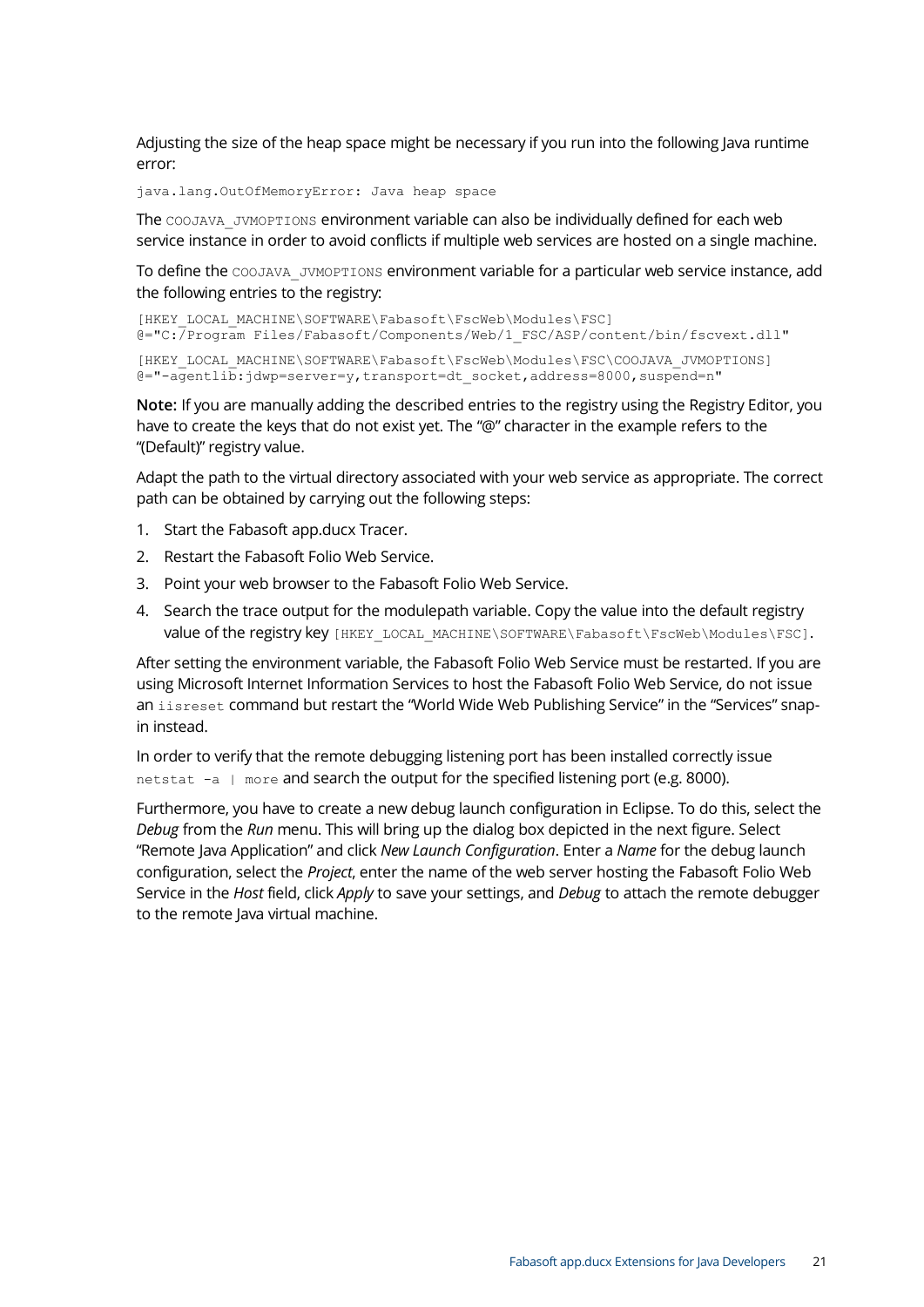Adjusting the size of the heap space might be necessary if you run into the following Java runtime error:

```
java.lang.OutOfMemoryError: Java heap space
```

The `COOJAVA_JVMOPTIONS` environment variable can also be individually defined for each web service instance in order to avoid conflicts if multiple web services are hosted on a single machine.

To define the `COOJAVA_JVMOPTIONS` environment variable for a particular web service instance, add the following entries to the registry:

```
[HKEY_LOCAL_MACHINE\SOFTWARE\Fabasoft\FscWeb\Modules\FSC]
@="C:/Program Files/Fabasoft/Components/Web/1_FSC/ASP/content/bin/fscvext.dll"
```

```
[HKEY_LOCAL_MACHINE\SOFTWARE\Fabasoft\FscWeb\Modules\FSC\COOJAVA_JVMOPTIONS]
@="-agentlib:jdwp=server=y,transport=dt_socket,address=8000,suspend=n"
```

**Note:** If you are manually adding the described entries to the registry using the Registry Editor, you have to create the keys that do not exist yet. The "@" character in the example refers to the "(Default)" registry value.

Adapt the path to the virtual directory associated with your web service as appropriate. The correct path can be obtained by carrying out the following steps:

1. Start the Fabasoft app.ducx Tracer.
2. Restart the Fabasoft Folio Web Service.
3. Point your web browser to the Fabasoft Folio Web Service.
4. Search the trace output for the modulepath variable. Copy the value into the default registry value of the registry key `[HKEY_LOCAL_MACHINE\SOFTWARE\Fabasoft\FscWeb\Modules\FSC]`.

After setting the environment variable, the Fabasoft Folio Web Service must be restarted. If you are using Microsoft Internet Information Services to host the Fabasoft Folio Web Service, do not issue an `iisreset` command but restart the "World Wide Web Publishing Service" in the "Services" snap-in instead.

In order to verify that the remote debugging listening port has been installed correctly issue `netstat -a | more` and search the output for the specified listening port (e.g. 8000).

Furthermore, you have to create a new debug launch configuration in Eclipse. To do this, select the *Debug* from the *Run* menu. This will bring up the dialog box depicted in the next figure. Select "Remote Java Application" and click *New Launch Configuration*. Enter a *Name* for the debug launch configuration, select the *Project*, enter the name of the web server hosting the Fabasoft Folio Web Service in the *Host* field, click *Apply* to save your settings, and *Debug* to attach the remote debugger to the remote Java virtual machine.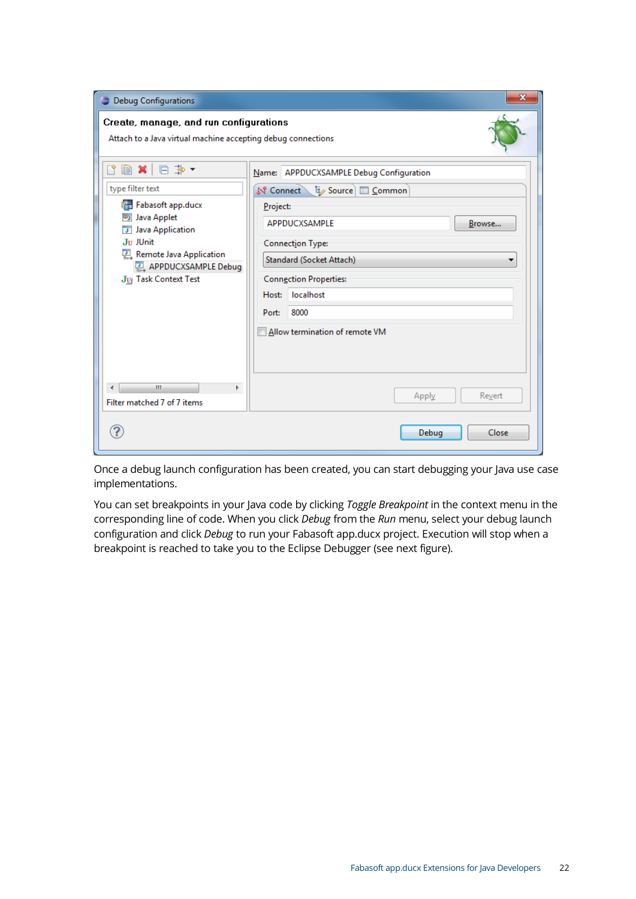Once a debug launch configuration has been created, you can start debugging your Java use case implementations.

You can set breakpoints in your Java code by clicking *Toggle Breakpoint* in the context menu in the corresponding line of code. When you click *Debug* from the *Run* menu, select your debug launch configuration and click *Debug* to run your Fabasoft app.ducx project. Execution will stop when a breakpoint is reached to take you to the Eclipse Debugger (see next figure).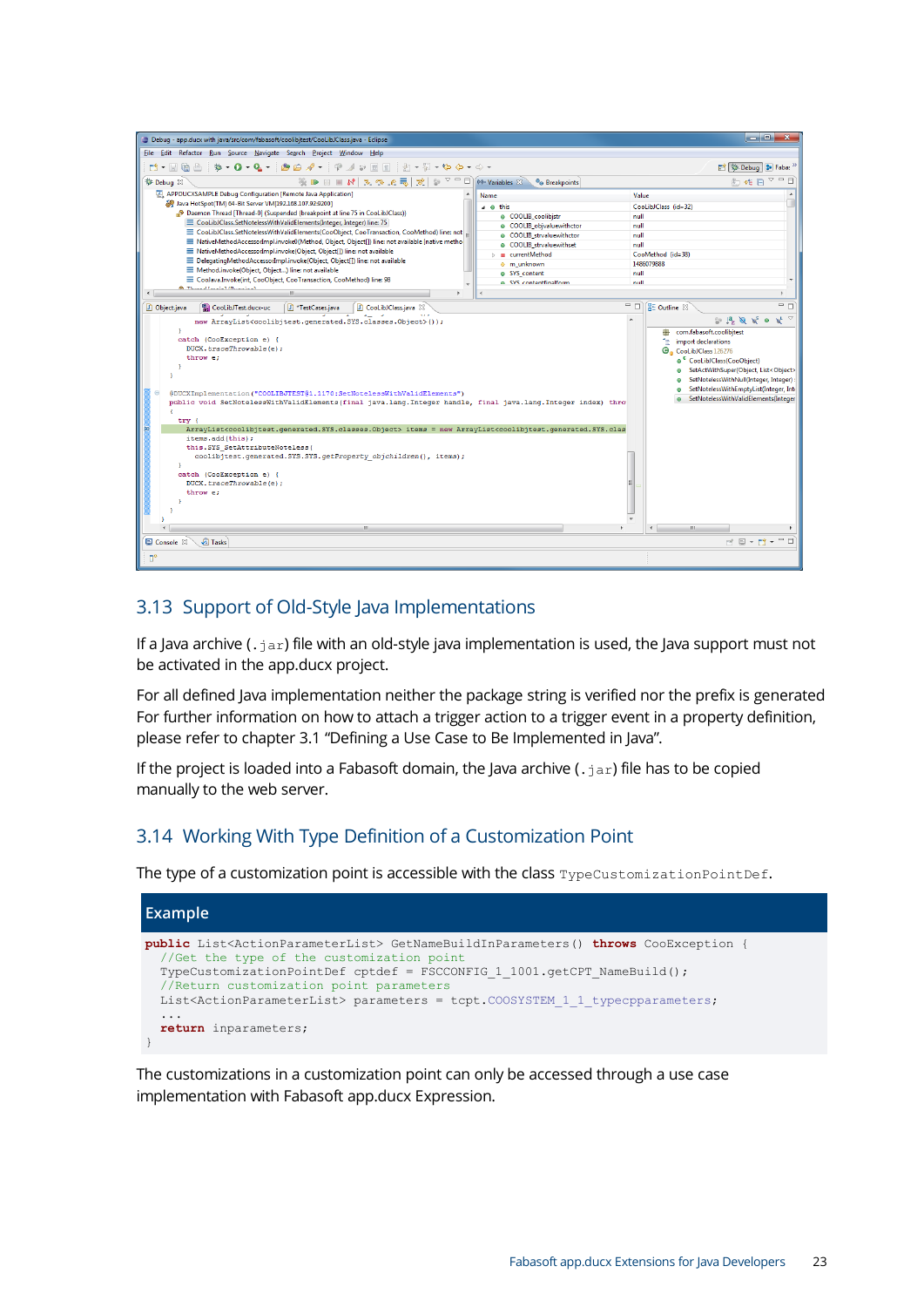## 3.13 Support of Old-Style Java Implementations

If a Java archive (`.jar`) file with an old-style java implementation is used, the Java support must not be activated in the app.ducx project.

For all defined Java implementation neither the package string is verified nor the prefix is generated For further information on how to attach a trigger action to a trigger event in a property definition, please refer to chapter 3.1 "Defining a Use Case to Be Implemented in Java".

If the project is loaded into a Fabasoft domain, the Java archive (`.jar`) file has to be copied manually to the web server.

## 3.14 Working With Type Definition of a Customization Point

The type of a customization point is accessible with the class `TypeCustomizationPointDef`.

**Example**

```
public List<ActionParameterList> GetNameBuildInParameters() throws CooException {
  //Get the type of the customization point
  TypeCustomizationPointDef cptdef = FSCCONFIG_1_1001.getCPT_NameBuild();
  //Return customization point parameters
  List<ActionParameterList> parameters = tcpt.COOSYSTEM_1_1_typecpparameters;
  ...
  return inparameters;
}
```

The customizations in a customization point can only be accessed through a use case implementation with Fabasoft app.ducx Expression.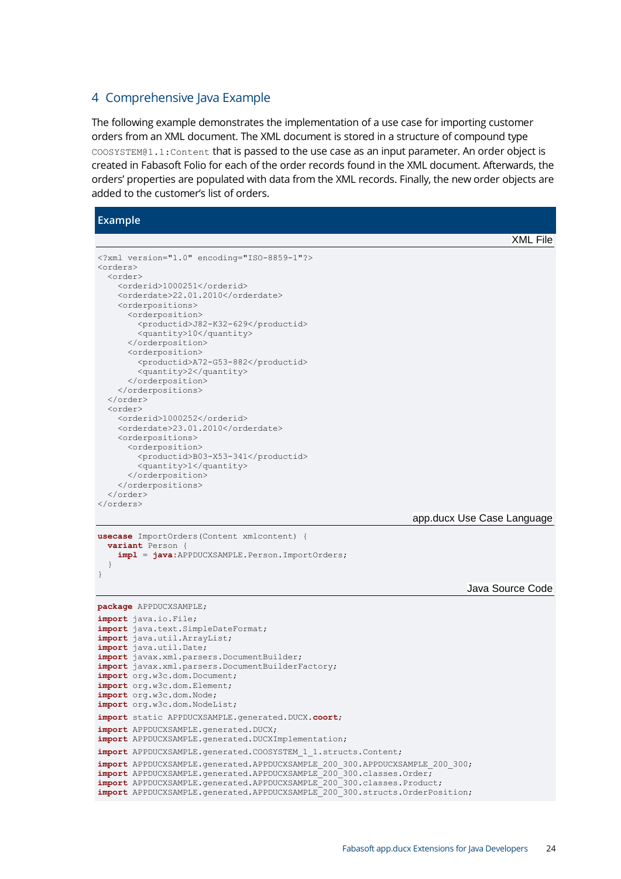## 4 Comprehensive Java Example

The following example demonstrates the implementation of a use case for importing customer orders from an XML document. The XML document is stored in a structure of compound type `COOSYSTEM@1.1:Content` that is passed to the use case as an input parameter. An order object is created in Fabasoft Folio for each of the order records found in the XML document. Afterwards, the orders' properties are populated with data from the XML records. Finally, the new order objects are added to the customer's list of orders.

**Example**

XML File

```xml
<?xml version="1.0" encoding="ISO-8859-1"?>
<orders>
  <order>
    <orderid>1000251</orderid>
    <orderdate>22.01.2010</orderdate>
    <orderpositions>
      <orderposition>
        <productid>J82-K32-629</productid>
        <quantity>10</quantity>
      </orderposition>
      <orderposition>
        <productid>A72-G53-882</productid>
        <quantity>2</quantity>
      </orderposition>
    </orderpositions>
  </order>
  <order>
    <orderid>1000252</orderid>
    <orderdate>23.01.2010</orderdate>
    <orderpositions>
      <orderposition>
        <productid>B03-X53-341</productid>
        <quantity>1</quantity>
      </orderposition>
    </orderpositions>
  </order>
</orders>
```

app.ducx Use Case Language

```
usecase ImportOrders(Content xmlcontent) {
  variant Person {
    impl = java:APPDUCXSAMPLE.Person.ImportOrders;
  }
}
```

Java Source Code

```java
package APPDUCXSAMPLE;
import java.io.File;
import java.text.SimpleDateFormat;
import java.util.ArrayList;
import java.util.Date;
import javax.xml.parsers.DocumentBuilder;
import javax.xml.parsers.DocumentBuilderFactory;
import org.w3c.dom.Document;
import org.w3c.dom.Element;
import org.w3c.dom.Node;
import org.w3c.dom.NodeList;
import static APPDUCXSAMPLE.generated.DUCX.coort;
import APPDUCXSAMPLE.generated.DUCX;
import APPDUCXSAMPLE.generated.DUCXImplementation;
import APPDUCXSAMPLE.generated.COOSYSTEM_1_1.structs.Content;
import APPDUCXSAMPLE.generated.APPDUCXSAMPLE_200_300.APPDUCXSAMPLE_200_300;
import APPDUCXSAMPLE.generated.APPDUCXSAMPLE_200_300.classes.Order;
import APPDUCXSAMPLE.generated.APPDUCXSAMPLE_200_300.classes.Product;
import APPDUCXSAMPLE.generated.APPDUCXSAMPLE_200_300.structs.OrderPosition;
```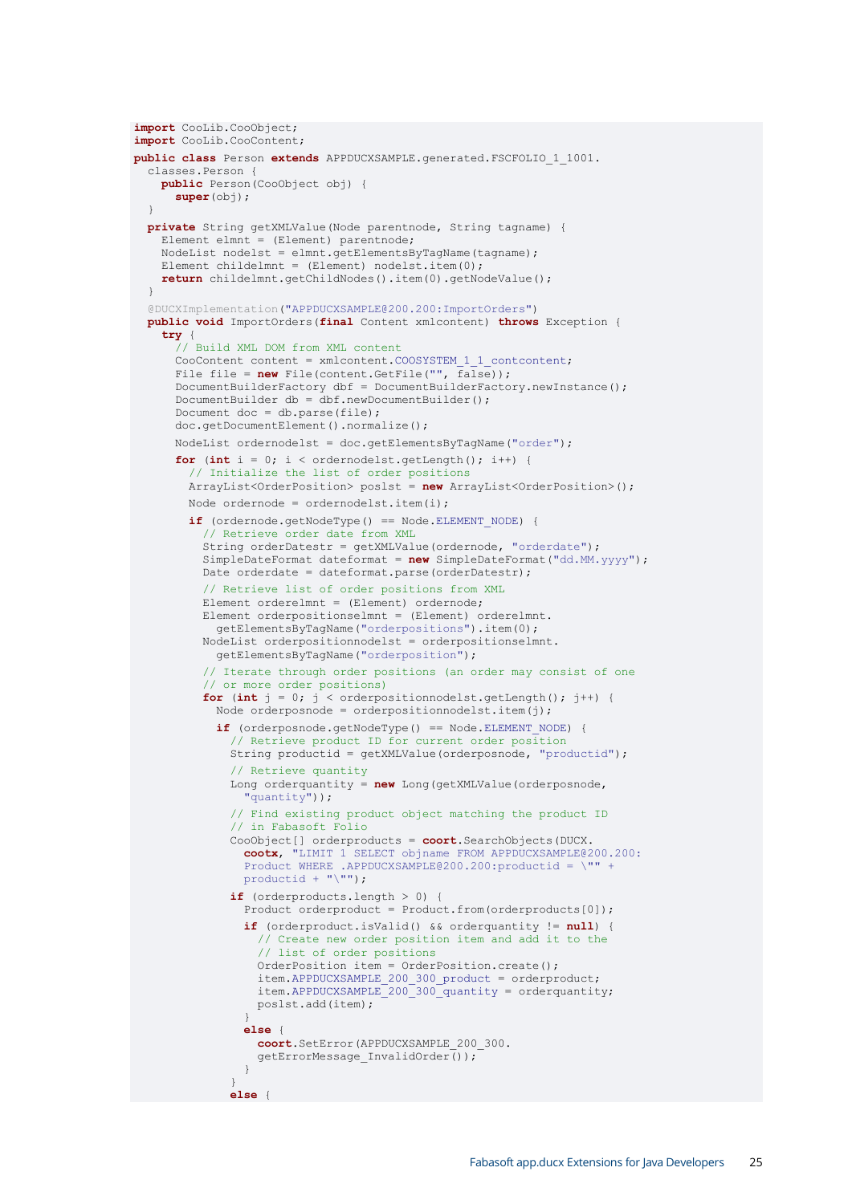```java
import CooLib.CooObject;
import CooLib.CooContent;

public class Person extends APPDUCXSAMPLE.generated.FSCFOLIO_1_1001.
  classes.Person {
    public Person(CooObject obj) {
      super(obj);
  }

  private String getXMLValue(Node parentnode, String tagname) {
    Element elmnt = (Element) parentnode;
    NodeList nodelst = elmnt.getElementsByTagName(tagname);
    Element childelmnt = (Element) nodelst.item(0);
    return childelmnt.getChildNodes().item(0).getNodeValue();
  }

  @DUCXImplementation("APPDUCXSAMPLE@200.200:ImportOrders")
  public void ImportOrders(final Content xmlcontent) throws Exception {
    try {
      // Build XML DOM from XML content
      CooContent content = xmlcontent.COOSYSTEM_1_1_contcontent;
      File file = new File(content.GetFile("", false));
      DocumentBuilderFactory dbf = DocumentBuilderFactory.newInstance();
      DocumentBuilder db = dbf.newDocumentBuilder();
      Document doc = db.parse(file);
      doc.getDocumentElement().normalize();

      NodeList ordernodelst = doc.getElementsByTagName("order");

      for (int i = 0; i < ordernodelst.getLength(); i++) {
        // Initialize the list of order positions
        ArrayList<OrderPosition> poslst = new ArrayList<OrderPosition>();

        Node ordernode = ordernodelst.item(i);

        if (ordernode.getNodeType() == Node.ELEMENT_NODE) {
          // Retrieve order date from XML
          String orderDatestr = getXMLValue(ordernode, "orderdate");
          SimpleDateFormat dateformat = new SimpleDateFormat("dd.MM.yyyy");
          Date orderdate = dateformat.parse(orderDatestr);

          // Retrieve list of order positions from XML
          Element orderelmnt = (Element) ordernode;
          Element orderpositionselmnt = (Element) orderelmnt.
            getElementsByTagName("orderpositions").item(0);
          NodeList orderpositionnodelst = orderpositionselmnt.
            getElementsByTagName("orderposition");

          // Iterate through order positions (an order may consist of one
          // or more order positions)
          for (int j = 0; j < orderpositionnodelst.getLength(); j++) {
            Node orderposnode = orderpositionnodelst.item(j);

            if (orderposnode.getNodeType() == Node.ELEMENT_NODE) {
              // Retrieve product ID for current order position
              String productid = getXMLValue(orderposnode, "productid");

              // Retrieve quantity
              Long orderquantity = new Long(getXMLValue(orderposnode,
                "quantity"));

              // Find existing product object matching the product ID
              // in Fabasoft Folio
              CooObject[] orderproducts = coort.SearchObjects(DUCX.
                cootx, "LIMIT 1 SELECT objname FROM APPDUCXSAMPLE@200.200:
                Product WHERE .APPDUCXSAMPLE@200.200:productid = \"" +
                productid + "\"");

              if (orderproducts.length > 0) {
                Product orderproduct = Product.from(orderproducts[0]);

                if (orderproduct.isValid() && orderquantity != null) {
                  // Create new order position item and add it to the
                  // list of order positions
                  OrderPosition item = OrderPosition.create();
                  item.APPDUCXSAMPLE_200_300_product = orderproduct;
                  item.APPDUCXSAMPLE_200_300_quantity = orderquantity;
                  poslst.add(item);
                }
                else {
                  coort.SetError(APPDUCXSAMPLE_200_300.
                  getErrorMessage_InvalidOrder());
                }
              }
              else {
```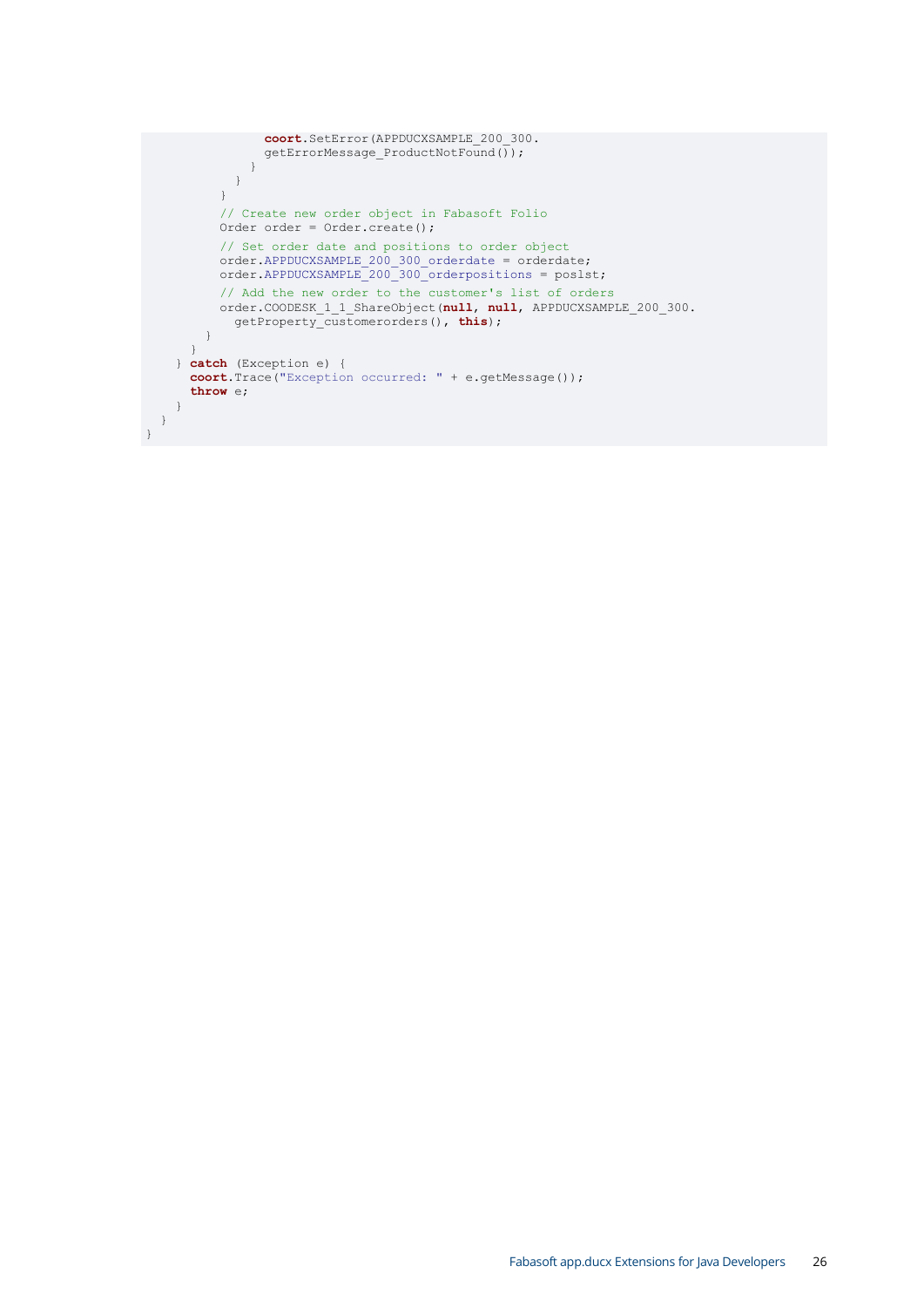```
                coort.SetError(APPDUCXSAMPLE_200_300.
                getErrorMessage_ProductNotFound());
              }
            }
          }
          // Create new order object in Fabasoft Folio
          Order order = Order.create();
          // Set order date and positions to order object
          order.APPDUCXSAMPLE_200_300_orderdate = orderdate;
          order.APPDUCXSAMPLE_200_300_orderpositions = poslst;
          // Add the new order to the customer's list of orders
          order.COODESK_1_1_ShareObject(null, null, APPDUCXSAMPLE_200_300.
            getProperty_customerorders(), this);
        }
      }
    } catch (Exception e) {
      coort.Trace("Exception occurred: " + e.getMessage());
      throw e;
    }
  }
}
```